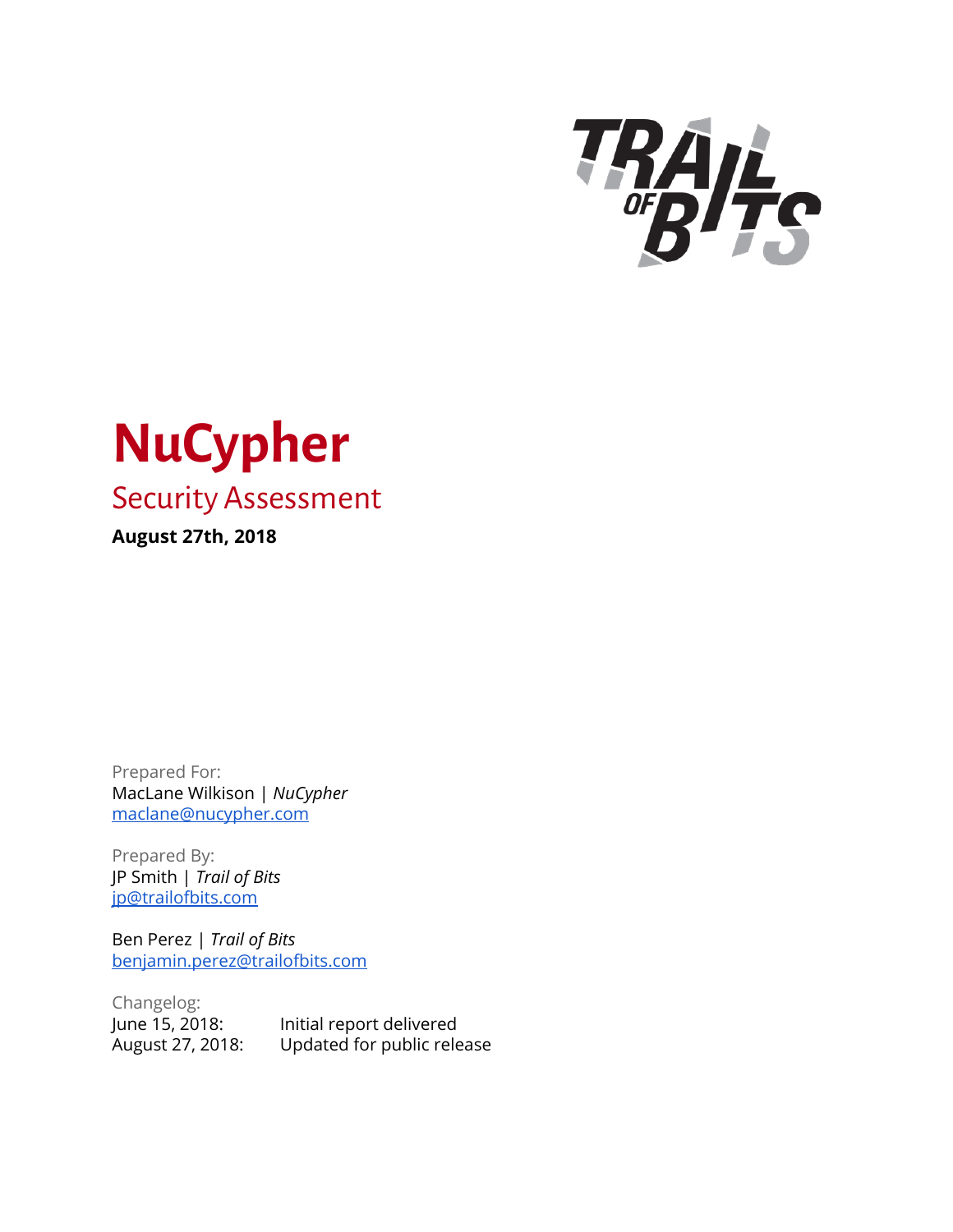# NuCypher

## Security Assessment

**August 27th, 2018**

Prepared For:
MacLane Wilkison | *NuCypher*
maclane@nucypher.com

Prepared By:
JP Smith | *Trail of Bits*
jp@trailofbits.com

Ben Perez | *Trail of Bits*
benjamin.perez@trailofbits.com

Changelog:

| | |
|---|---|
| June 15, 2018: | Initial report delivered |
| August 27, 2018: | Updated for public release |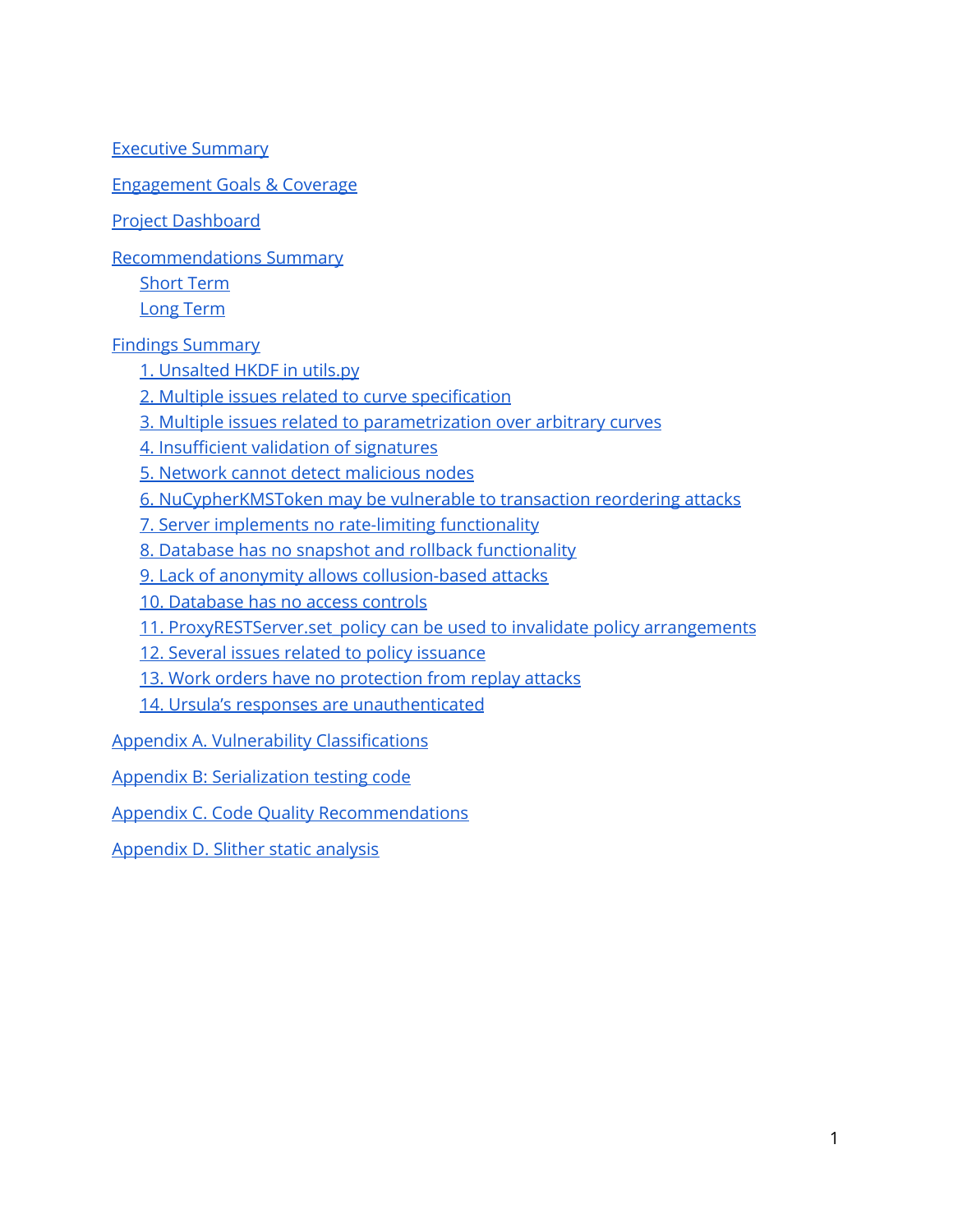Executive Summary

Engagement Goals & Coverage

Project Dashboard

Recommendations Summary

- Short Term
- Long Term

Findings Summary

- 1. Unsalted HKDF in utils.py
- 2. Multiple issues related to curve specification
- 3. Multiple issues related to parametrization over arbitrary curves
- 4. Insufficient validation of signatures
- 5. Network cannot detect malicious nodes
- 6. NuCypherKMSToken may be vulnerable to transaction reordering attacks
- 7. Server implements no rate-limiting functionality
- 8. Database has no snapshot and rollback functionality
- 9. Lack of anonymity allows collusion-based attacks
- 10. Database has no access controls
- 11. ProxyRESTServer.set_policy can be used to invalidate policy arrangements
- 12. Several issues related to policy issuance
- 13. Work orders have no protection from replay attacks
- 14. Ursula's responses are unauthenticated

Appendix A. Vulnerability Classifications

Appendix B: Serialization testing code

Appendix C. Code Quality Recommendations

Appendix D. Slither static analysis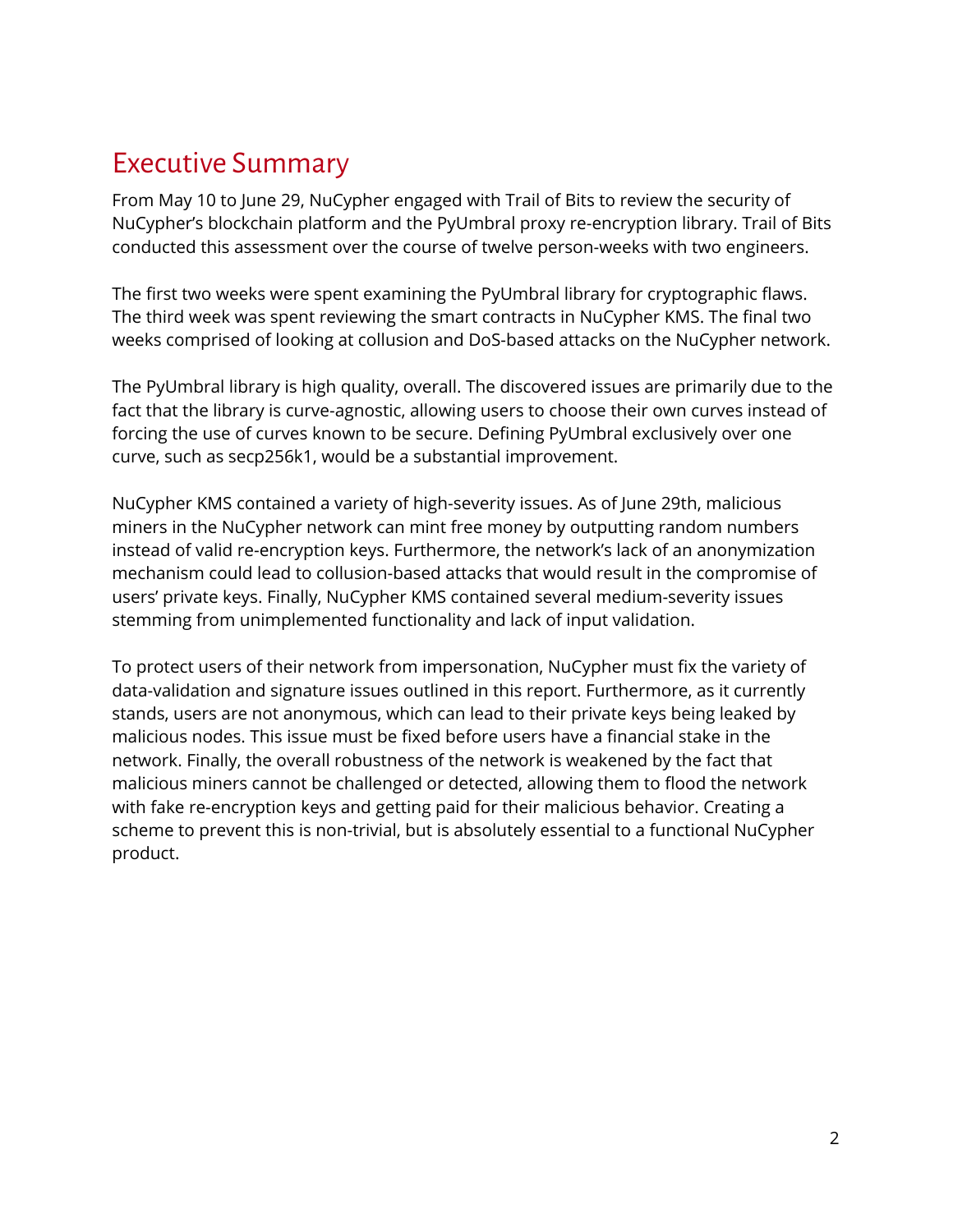# Executive Summary

From May 10 to June 29, NuCypher engaged with Trail of Bits to review the security of NuCypher's blockchain platform and the PyUmbral proxy re-encryption library. Trail of Bits conducted this assessment over the course of twelve person-weeks with two engineers.

The first two weeks were spent examining the PyUmbral library for cryptographic flaws. The third week was spent reviewing the smart contracts in NuCypher KMS. The final two weeks comprised of looking at collusion and DoS-based attacks on the NuCypher network.

The PyUmbral library is high quality, overall. The discovered issues are primarily due to the fact that the library is curve-agnostic, allowing users to choose their own curves instead of forcing the use of curves known to be secure. Defining PyUmbral exclusively over one curve, such as secp256k1, would be a substantial improvement.

NuCypher KMS contained a variety of high-severity issues. As of June 29th, malicious miners in the NuCypher network can mint free money by outputting random numbers instead of valid re-encryption keys. Furthermore, the network's lack of an anonymization mechanism could lead to collusion-based attacks that would result in the compromise of users' private keys. Finally, NuCypher KMS contained several medium-severity issues stemming from unimplemented functionality and lack of input validation.

To protect users of their network from impersonation, NuCypher must fix the variety of data-validation and signature issues outlined in this report. Furthermore, as it currently stands, users are not anonymous, which can lead to their private keys being leaked by malicious nodes. This issue must be fixed before users have a financial stake in the network. Finally, the overall robustness of the network is weakened by the fact that malicious miners cannot be challenged or detected, allowing them to flood the network with fake re-encryption keys and getting paid for their malicious behavior. Creating a scheme to prevent this is non-trivial, but is absolutely essential to a functional NuCypher product.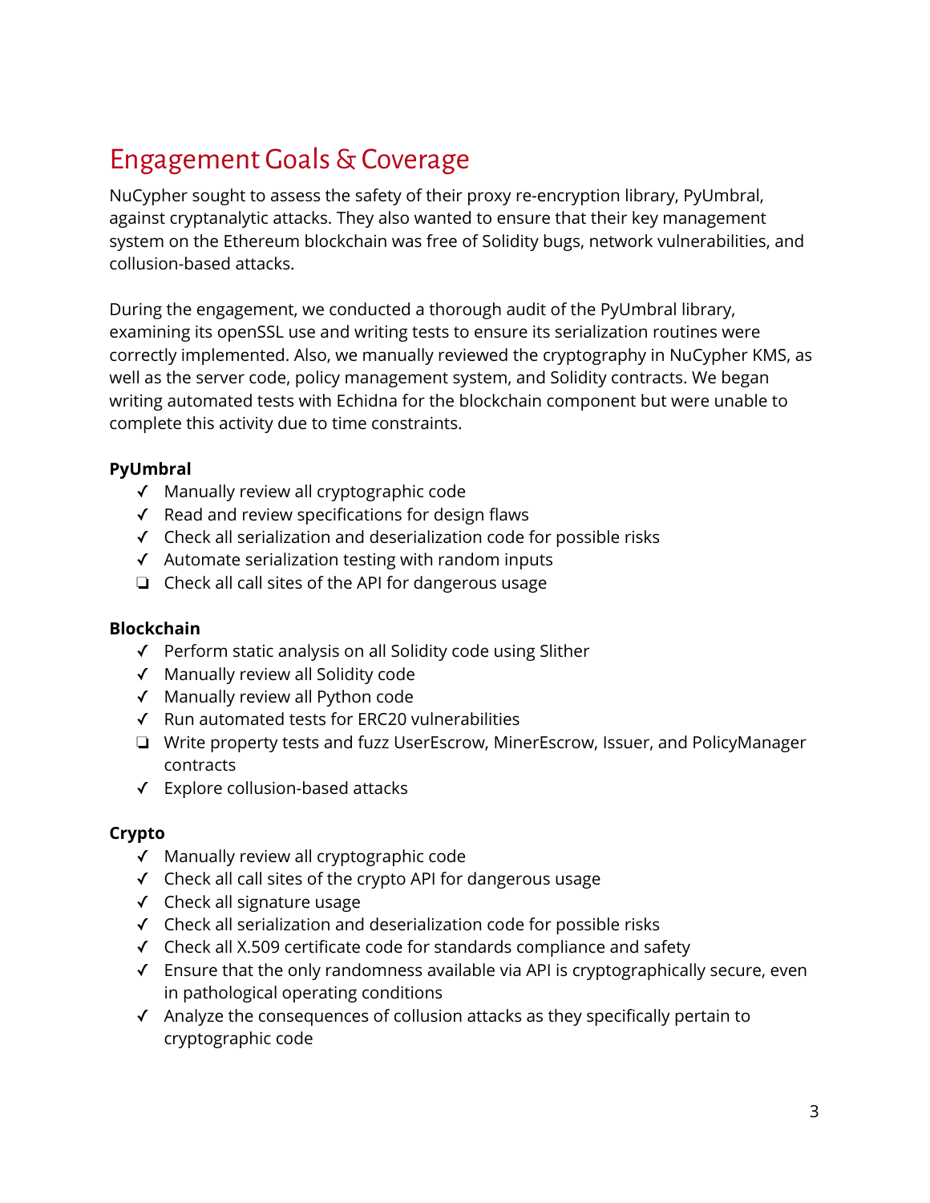# Engagement Goals & Coverage

NuCypher sought to assess the safety of their proxy re-encryption library, PyUmbral, against cryptanalytic attacks. They also wanted to ensure that their key management system on the Ethereum blockchain was free of Solidity bugs, network vulnerabilities, and collusion-based attacks.

During the engagement, we conducted a thorough audit of the PyUmbral library, examining its openSSL use and writing tests to ensure its serialization routines were correctly implemented. Also, we manually reviewed the cryptography in NuCypher KMS, as well as the server code, policy management system, and Solidity contracts. We began writing automated tests with Echidna for the blockchain component but were unable to complete this activity due to time constraints.

**PyUmbral**

- ✓ Manually review all cryptographic code
- ✓ Read and review specifications for design flaws
- ✓ Check all serialization and deserialization code for possible risks
- ✓ Automate serialization testing with random inputs
- ❏ Check all call sites of the API for dangerous usage

**Blockchain**

- ✓ Perform static analysis on all Solidity code using Slither
- ✓ Manually review all Solidity code
- ✓ Manually review all Python code
- ✓ Run automated tests for ERC20 vulnerabilities
- ❏ Write property tests and fuzz UserEscrow, MinerEscrow, Issuer, and PolicyManager contracts
- ✓ Explore collusion-based attacks

**Crypto**

- ✓ Manually review all cryptographic code
- ✓ Check all call sites of the crypto API for dangerous usage
- ✓ Check all signature usage
- ✓ Check all serialization and deserialization code for possible risks
- ✓ Check all X.509 certificate code for standards compliance and safety
- ✓ Ensure that the only randomness available via API is cryptographically secure, even in pathological operating conditions
- ✓ Analyze the consequences of collusion attacks as they specifically pertain to cryptographic code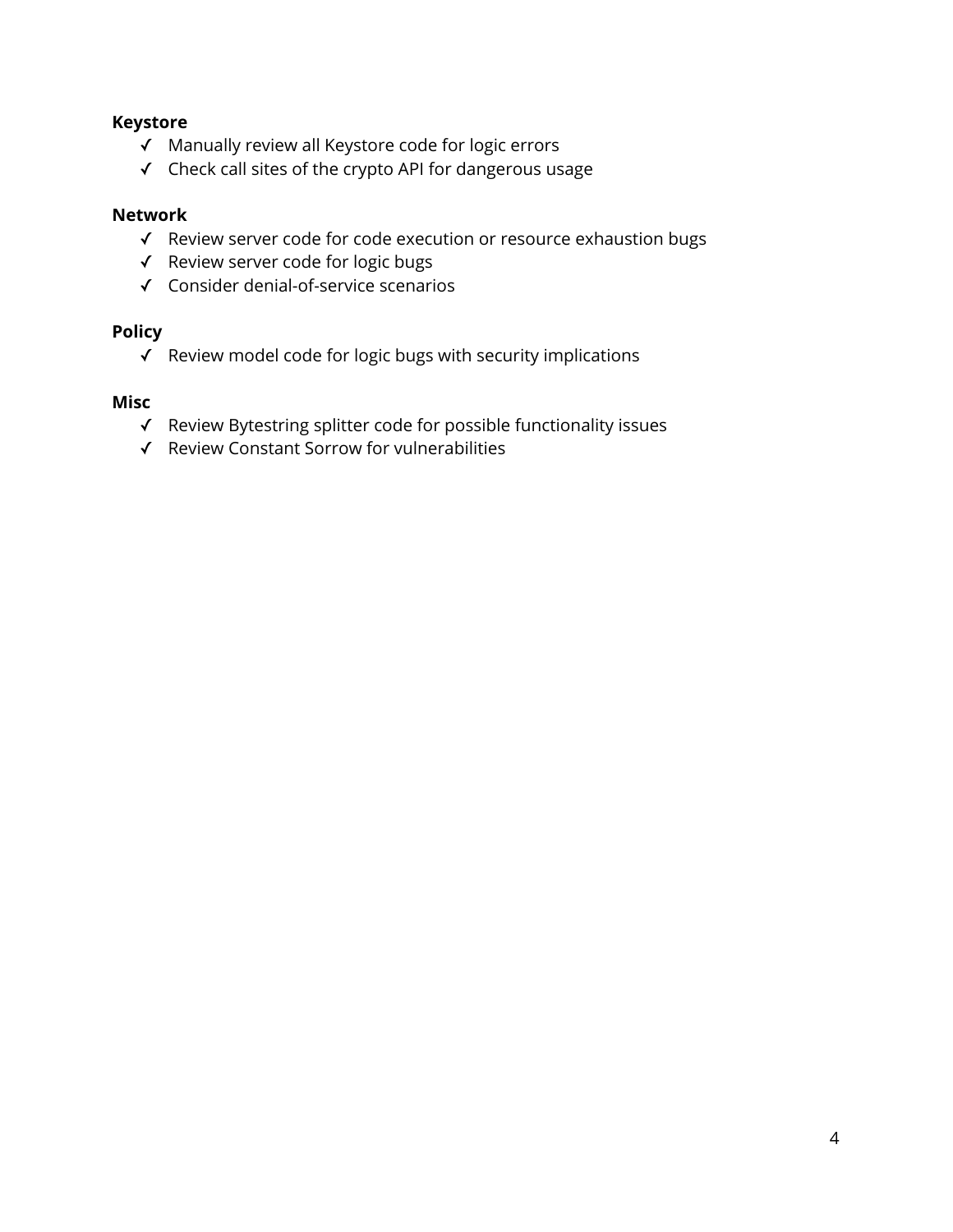**Keystore**

- ✓ Manually review all Keystore code for logic errors
- ✓ Check call sites of the crypto API for dangerous usage

**Network**

- ✓ Review server code for code execution or resource exhaustion bugs
- ✓ Review server code for logic bugs
- ✓ Consider denial-of-service scenarios

**Policy**

- ✓ Review model code for logic bugs with security implications

**Misc**

- ✓ Review Bytestring splitter code for possible functionality issues
- ✓ Review Constant Sorrow for vulnerabilities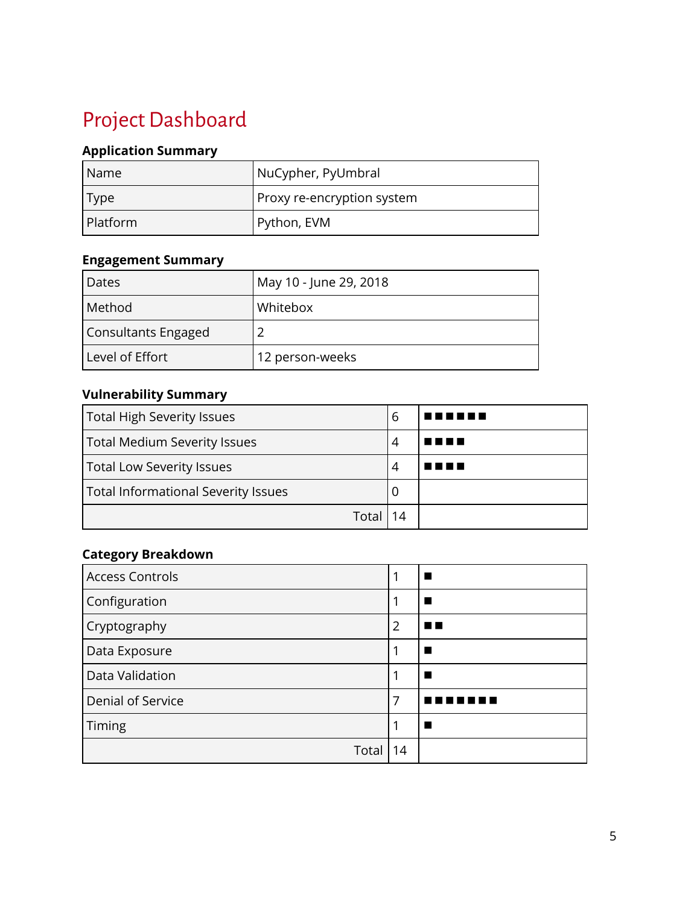# Project Dashboard

### Application Summary

| | |
|---|---|
| Name | NuCypher, PyUmbral |
| Type | Proxy re-encryption system |
| Platform | Python, EVM |

### Engagement Summary

| | |
|---|---|
| Dates | May 10 - June 29, 2018 |
| Method | Whitebox |
| Consultants Engaged | 2 |
| Level of Effort | 12 person-weeks |

### Vulnerability Summary

| | | |
|---|---|---|
| Total High Severity Issues | 6 | ■■■■■■ |
| Total Medium Severity Issues | 4 | ■■■■ |
| Total Low Severity Issues | 4 | ■■■■ |
| Total Informational Severity Issues | 0 | |
| Total | 14 | |

### Category Breakdown

| | | |
|---|---|---|
| Access Controls | 1 | ■ |
| Configuration | 1 | ■ |
| Cryptography | 2 | ■■ |
| Data Exposure | 1 | ■ |
| Data Validation | 1 | ■ |
| Denial of Service | 7 | ■■■■■■■ |
| Timing | 1 | ■ |
| Total | 14 | |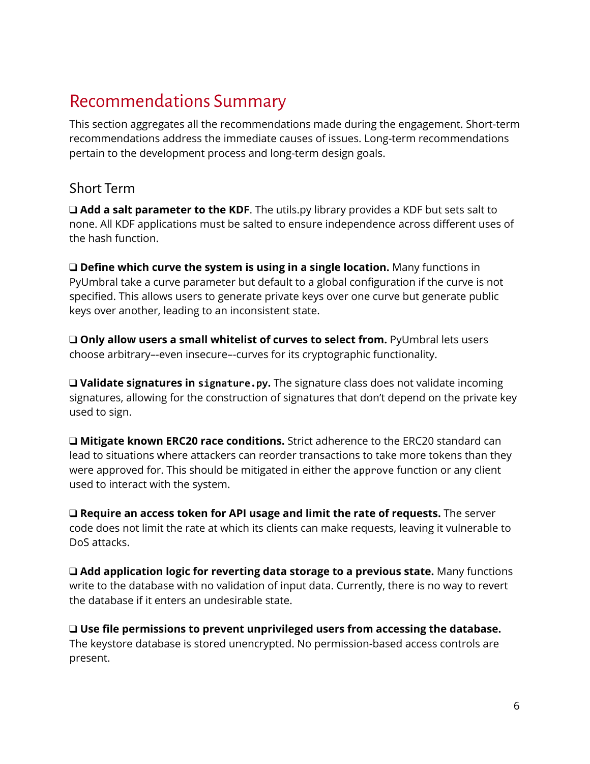# Recommendations Summary

This section aggregates all the recommendations made during the engagement. Short-term recommendations address the immediate causes of issues. Long-term recommendations pertain to the development process and long-term design goals.

## Short Term

❑ **Add a salt parameter to the KDF**. The utils.py library provides a KDF but sets salt to none. All KDF applications must be salted to ensure independence across different uses of the hash function.

❑ **Define which curve the system is using in a single location.** Many functions in PyUmbral take a curve parameter but default to a global configuration if the curve is not specified. This allows users to generate private keys over one curve but generate public keys over another, leading to an inconsistent state.

❑ **Only allow users a small whitelist of curves to select from.** PyUmbral lets users choose arbitrary–-even insecure–-curves for its cryptographic functionality.

❑ **Validate signatures in `signature.py`.** The signature class does not validate incoming signatures, allowing for the construction of signatures that don't depend on the private key used to sign.

❑ **Mitigate known ERC20 race conditions.** Strict adherence to the ERC20 standard can lead to situations where attackers can reorder transactions to take more tokens than they were approved for. This should be mitigated in either the `approve` function or any client used to interact with the system.

❑ **Require an access token for API usage and limit the rate of requests.** The server code does not limit the rate at which its clients can make requests, leaving it vulnerable to DoS attacks.

❑ **Add application logic for reverting data storage to a previous state.** Many functions write to the database with no validation of input data. Currently, there is no way to revert the database if it enters an undesirable state.

❑ **Use file permissions to prevent unprivileged users from accessing the database.** The keystore database is stored unencrypted. No permission-based access controls are present.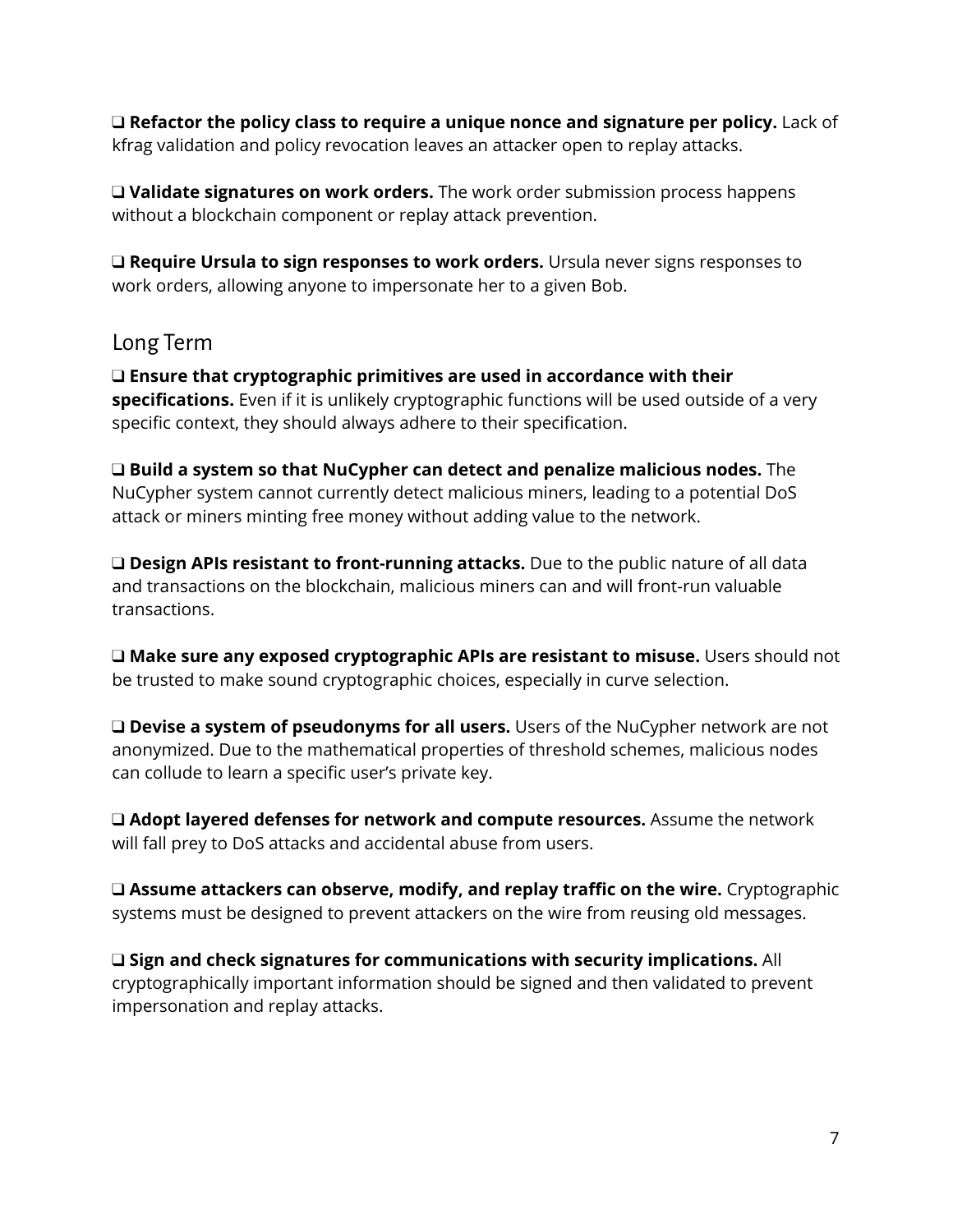❑ **Refactor the policy class to require a unique nonce and signature per policy.** Lack of kfrag validation and policy revocation leaves an attacker open to replay attacks.

❑ **Validate signatures on work orders.** The work order submission process happens without a blockchain component or replay attack prevention.

❑ **Require Ursula to sign responses to work orders.** Ursula never signs responses to work orders, allowing anyone to impersonate her to a given Bob.

## Long Term

❑ **Ensure that cryptographic primitives are used in accordance with their specifications.** Even if it is unlikely cryptographic functions will be used outside of a very specific context, they should always adhere to their specification.

❑ **Build a system so that NuCypher can detect and penalize malicious nodes.** The NuCypher system cannot currently detect malicious miners, leading to a potential DoS attack or miners minting free money without adding value to the network.

❑ **Design APIs resistant to front-running attacks.** Due to the public nature of all data and transactions on the blockchain, malicious miners can and will front-run valuable transactions.

❑ **Make sure any exposed cryptographic APIs are resistant to misuse.** Users should not be trusted to make sound cryptographic choices, especially in curve selection.

❑ **Devise a system of pseudonyms for all users.** Users of the NuCypher network are not anonymized. Due to the mathematical properties of threshold schemes, malicious nodes can collude to learn a specific user's private key.

❑ **Adopt layered defenses for network and compute resources.** Assume the network will fall prey to DoS attacks and accidental abuse from users.

❑ **Assume attackers can observe, modify, and replay traffic on the wire.** Cryptographic systems must be designed to prevent attackers on the wire from reusing old messages.

❑ **Sign and check signatures for communications with security implications.** All cryptographically important information should be signed and then validated to prevent impersonation and replay attacks.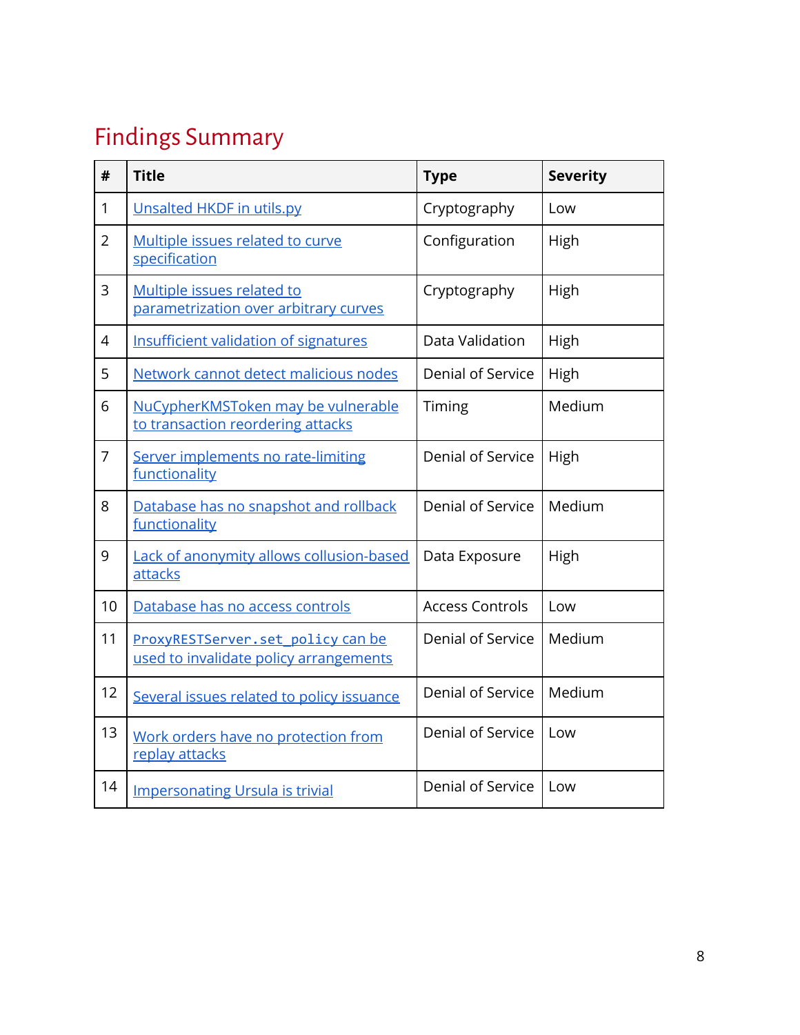## Findings Summary

| # | Title | Type | Severity |
|---|---|---|---|
| 1 | Unsalted HKDF in utils.py | Cryptography | Low |
| 2 | Multiple issues related to curve specification | Configuration | High |
| 3 | Multiple issues related to parametrization over arbitrary curves | Cryptography | High |
| 4 | Insufficient validation of signatures | Data Validation | High |
| 5 | Network cannot detect malicious nodes | Denial of Service | High |
| 6 | NuCypherKMSToken may be vulnerable to transaction reordering attacks | Timing | Medium |
| 7 | Server implements no rate-limiting functionality | Denial of Service | High |
| 8 | Database has no snapshot and rollback functionality | Denial of Service | Medium |
| 9 | Lack of anonymity allows collusion-based attacks | Data Exposure | High |
| 10 | Database has no access controls | Access Controls | Low |
| 11 | `ProxyRESTServer.set_policy` can be used to invalidate policy arrangements | Denial of Service | Medium |
| 12 | Several issues related to policy issuance | Denial of Service | Medium |
| 13 | Work orders have no protection from replay attacks | Denial of Service | Low |
| 14 | Impersonating Ursula is trivial | Denial of Service | Low |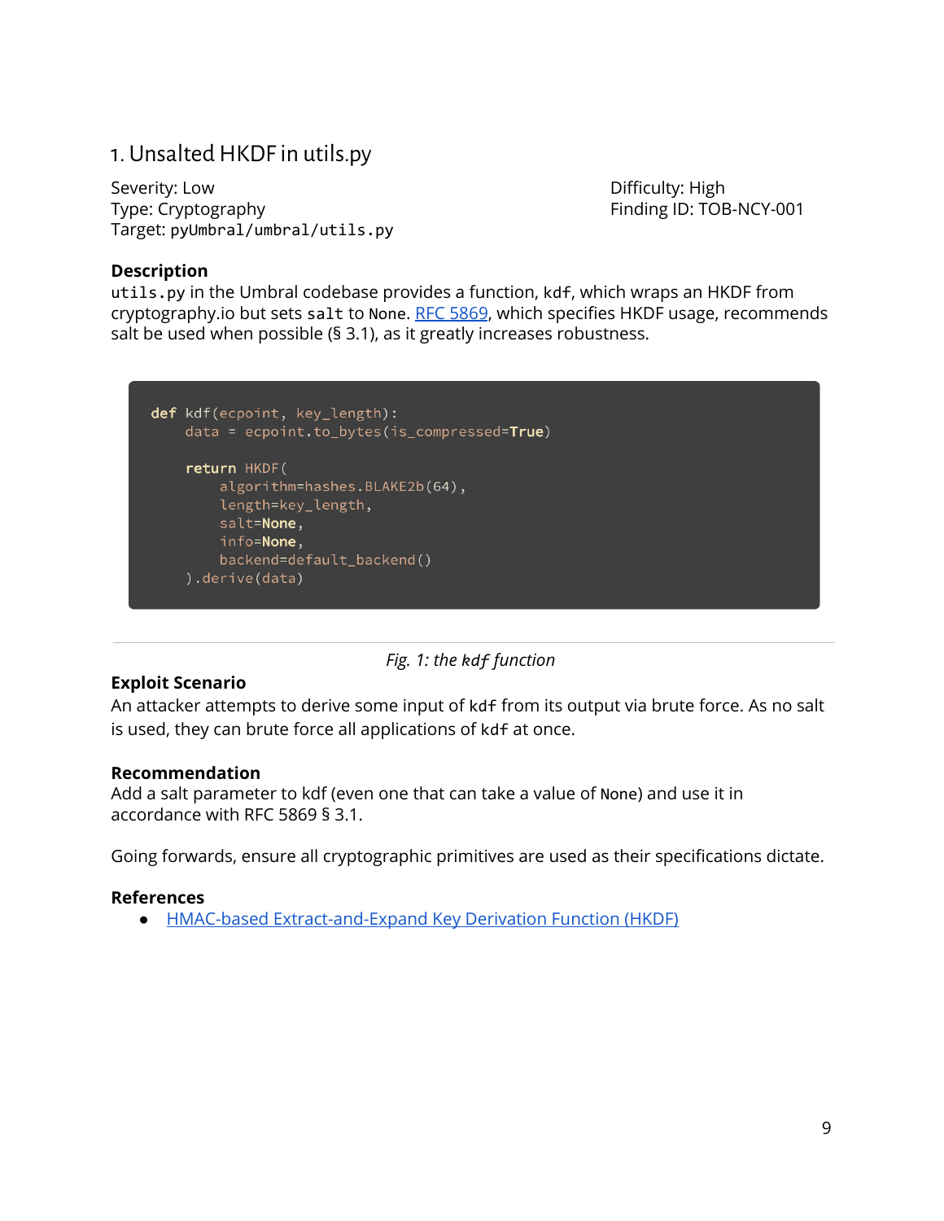## 1. Unsalted HKDF in utils.py

Severity: Low
Type: Cryptography
Target: `pyUmbral/umbral/utils.py`

Difficulty: High
Finding ID: TOB-NCY-001

### Description

`utils.py` in the Umbral codebase provides a function, `kdf`, which wraps an HKDF from cryptography.io but sets `salt` to `None`. RFC 5869, which specifies HKDF usage, recommends salt be used when possible (§ 3.1), as it greatly increases robustness.

```python
def kdf(ecpoint, key_length):
    data = ecpoint.to_bytes(is_compressed=True)

    return HKDF(
        algorithm=hashes.BLAKE2b(64),
        length=key_length,
        salt=None,
        info=None,
        backend=default_backend()
    ).derive(data)
```

*Fig. 1: the `kdf` function*

### Exploit Scenario

An attacker attempts to derive some input of `kdf` from its output via brute force. As no salt is used, they can brute force all applications of `kdf` at once.

### Recommendation

Add a salt parameter to kdf (even one that can take a value of `None`) and use it in accordance with RFC 5869 § 3.1.

Going forwards, ensure all cryptographic primitives are used as their specifications dictate.

### References

- HMAC-based Extract-and-Expand Key Derivation Function (HKDF)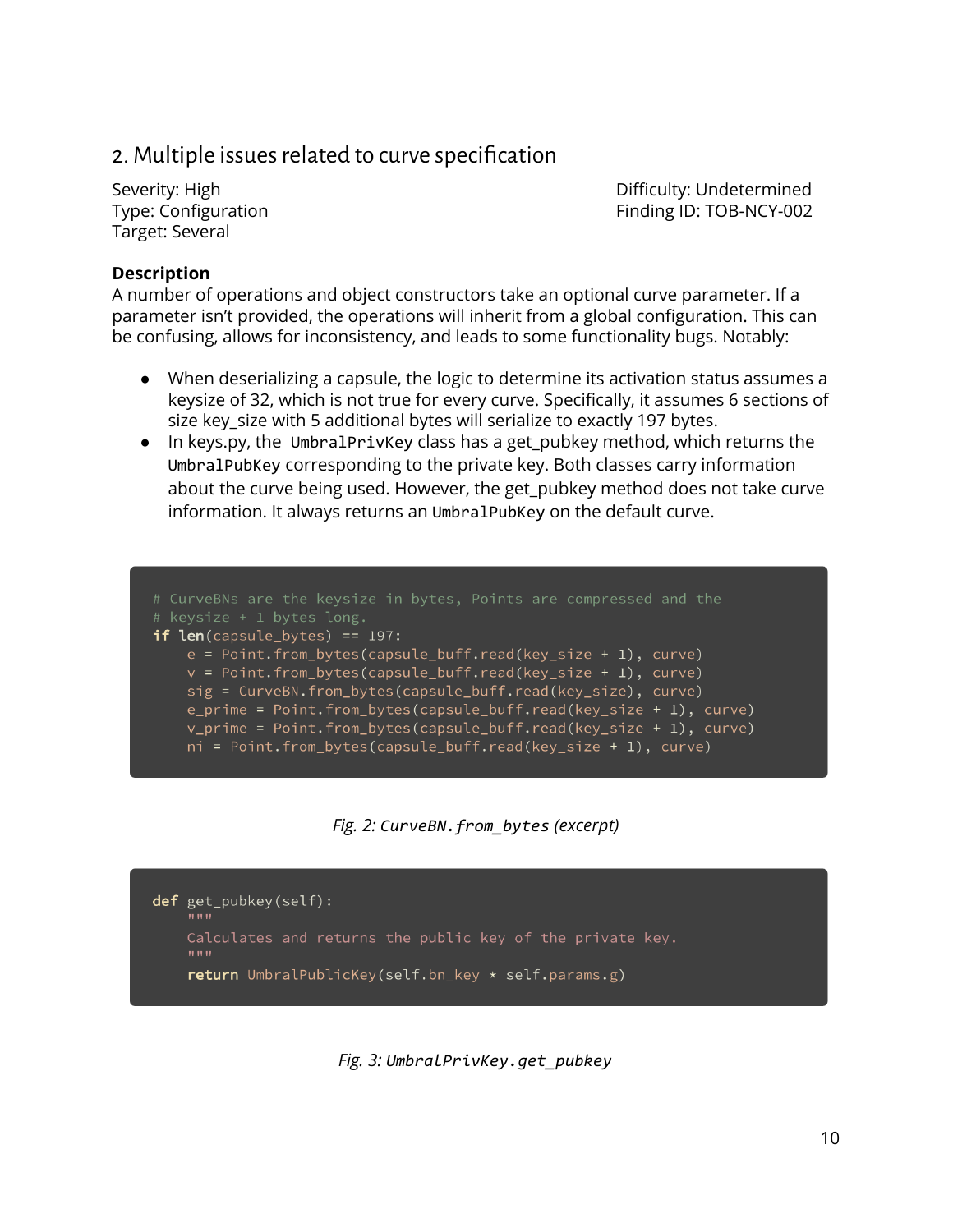## 2. Multiple issues related to curve specification

Severity: High
Type: Configuration
Target: Several

Difficulty: Undetermined
Finding ID: TOB-NCY-002

### Description

A number of operations and object constructors take an optional curve parameter. If a parameter isn't provided, the operations will inherit from a global configuration. This can be confusing, allows for inconsistency, and leads to some functionality bugs. Notably:

- When deserializing a capsule, the logic to determine its activation status assumes a keysize of 32, which is not true for every curve. Specifically, it assumes 6 sections of size key_size with 5 additional bytes will serialize to exactly 197 bytes.
- In keys.py, the `UmbralPrivKey` class has a get_pubkey method, which returns the `UmbralPubKey` corresponding to the private key. Both classes carry information about the curve being used. However, the get_pubkey method does not take curve information. It always returns an `UmbralPubKey` on the default curve.

```
# CurveBNs are the keysize in bytes, Points are compressed and the
# keysize + 1 bytes long.
if len(capsule_bytes) == 197:
    e = Point.from_bytes(capsule_buff.read(key_size + 1), curve)
    v = Point.from_bytes(capsule_buff.read(key_size + 1), curve)
    sig = CurveBN.from_bytes(capsule_buff.read(key_size), curve)
    e_prime = Point.from_bytes(capsule_buff.read(key_size + 1), curve)
    v_prime = Point.from_bytes(capsule_buff.read(key_size + 1), curve)
    ni = Point.from_bytes(capsule_buff.read(key_size + 1), curve)
```

*Fig. 2: `CurveBN.from_bytes` (excerpt)*

```
def get_pubkey(self):
    """
    Calculates and returns the public key of the private key.
    """
    return UmbralPublicKey(self.bn_key * self.params.g)
```

*Fig. 3: `UmbralPrivKey.get_pubkey`*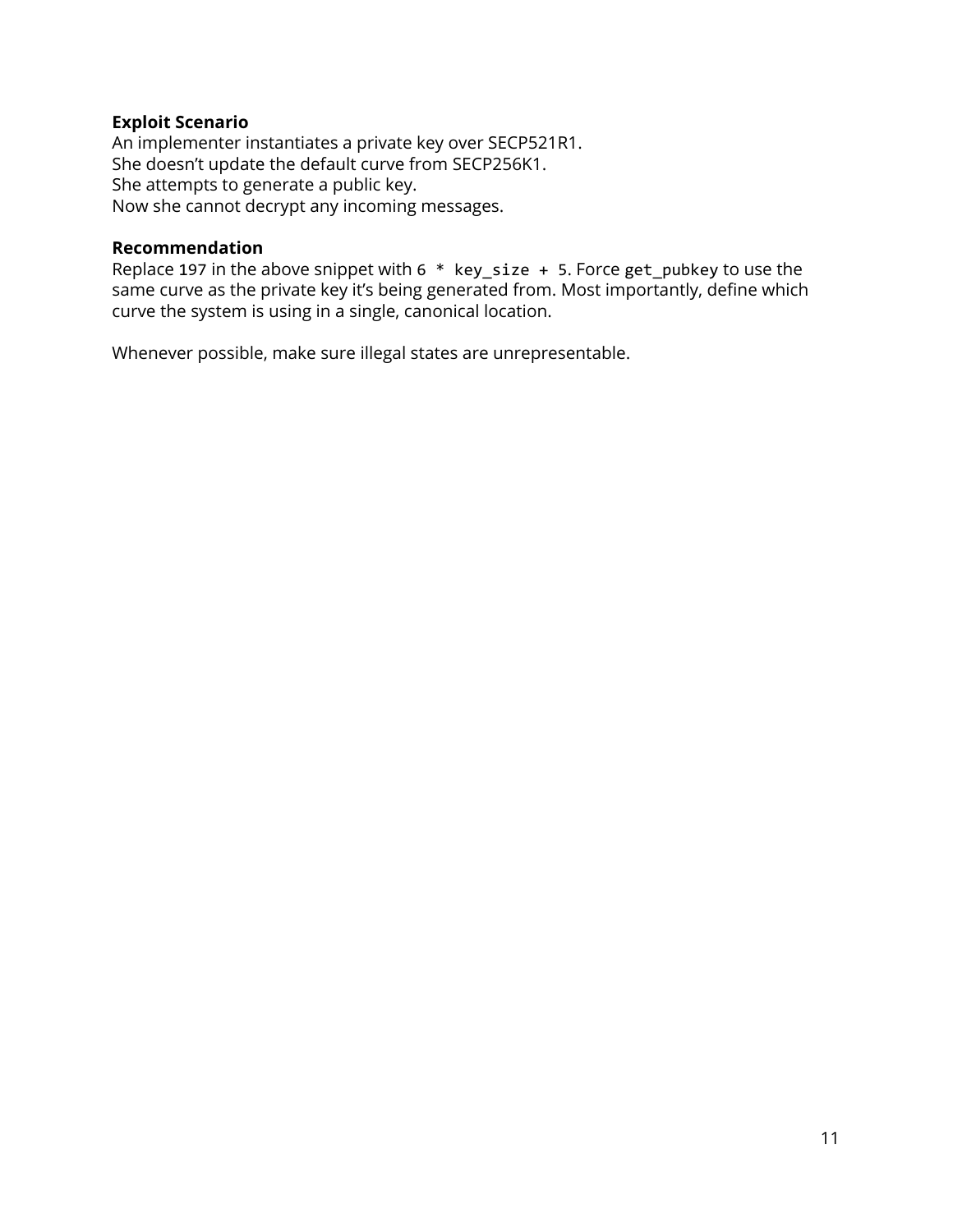**Exploit Scenario**

An implementer instantiates a private key over SECP521R1.
She doesn't update the default curve from SECP256K1.
She attempts to generate a public key.
Now she cannot decrypt any incoming messages.

**Recommendation**

Replace `197` in the above snippet with `6 * key_size + 5`. Force `get_pubkey` to use the same curve as the private key it's being generated from. Most importantly, define which curve the system is using in a single, canonical location.

Whenever possible, make sure illegal states are unrepresentable.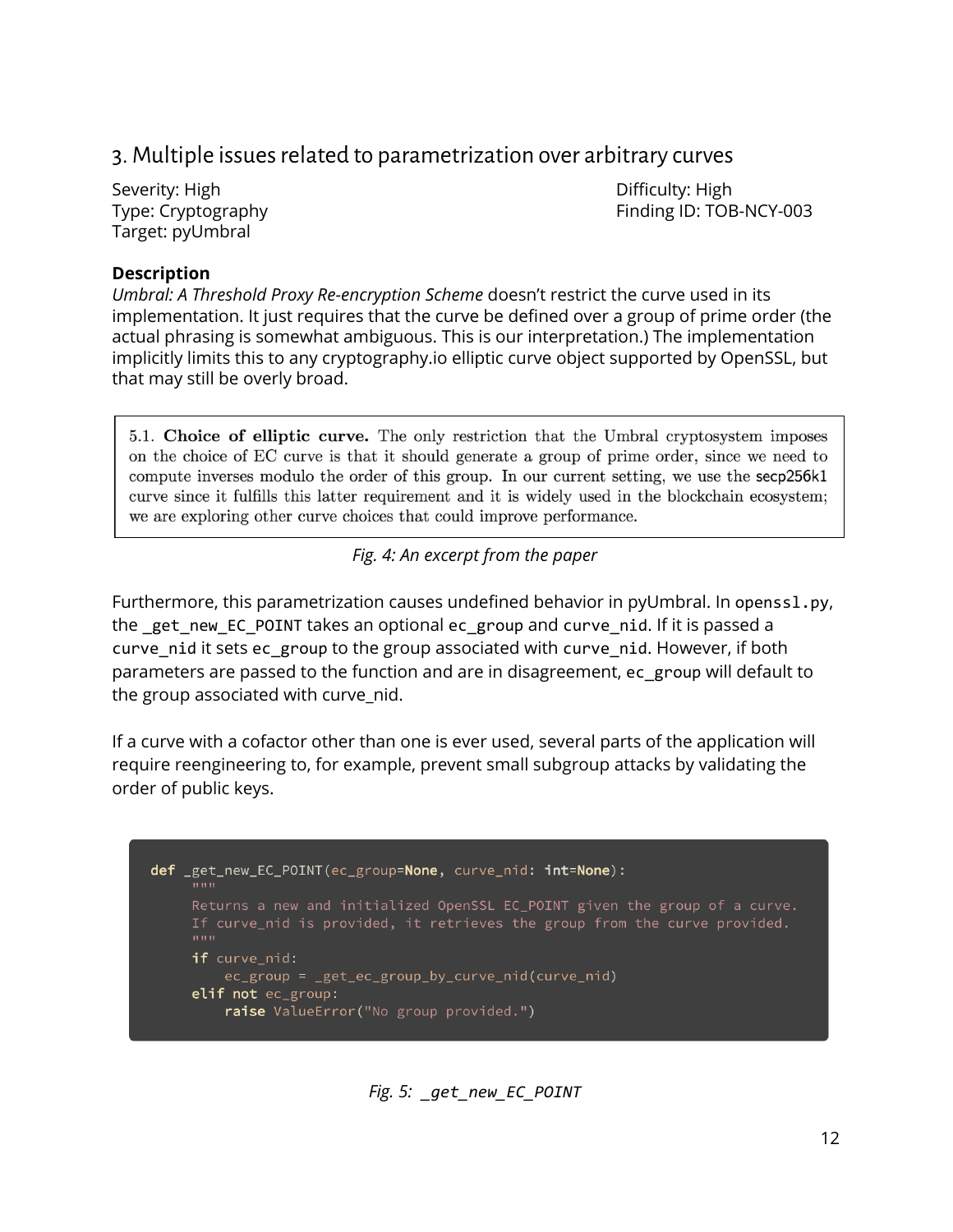## 3. Multiple issues related to parametrization over arbitrary curves

Severity: High
Type: Cryptography
Target: pyUmbral

Difficulty: High
Finding ID: TOB-NCY-003

### Description

*Umbral: A Threshold Proxy Re-encryption Scheme* doesn't restrict the curve used in its implementation. It just requires that the curve be defined over a group of prime order (the actual phrasing is somewhat ambiguous. This is our interpretation.) The implementation implicitly limits this to any cryptography.io elliptic curve object supported by OpenSSL, but that may still be overly broad.

> 5.1. **Choice of elliptic curve.** The only restriction that the Umbral cryptosystem imposes on the choice of EC curve is that it should generate a group of prime order, since we need to compute inverses modulo the order of this group. In our current setting, we use the secp256k1 curve since it fulfills this latter requirement and it is widely used in the blockchain ecosystem; we are exploring other curve choices that could improve performance.

*Fig. 4: An excerpt from the paper*

Furthermore, this parametrization causes undefined behavior in pyUmbral. In `openssl.py`, the `_get_new_EC_POINT` takes an optional `ec_group` and `curve_nid`. If it is passed a `curve_nid` it sets `ec_group` to the group associated with `curve_nid`. However, if both parameters are passed to the function and are in disagreement, `ec_group` will default to the group associated with curve_nid.

If a curve with a cofactor other than one is ever used, several parts of the application will require reengineering to, for example, prevent small subgroup attacks by validating the order of public keys.

```
def _get_new_EC_POINT(ec_group=None, curve_nid: int=None):
    """
    Returns a new and initialized OpenSSL EC_POINT given the group of a curve.
    If curve_nid is provided, it retrieves the group from the curve provided.
    """
    if curve_nid:
        ec_group = _get_ec_group_by_curve_nid(curve_nid)
    elif not ec_group:
        raise ValueError("No group provided.")
```

*Fig. 5: _get_new_EC_POINT*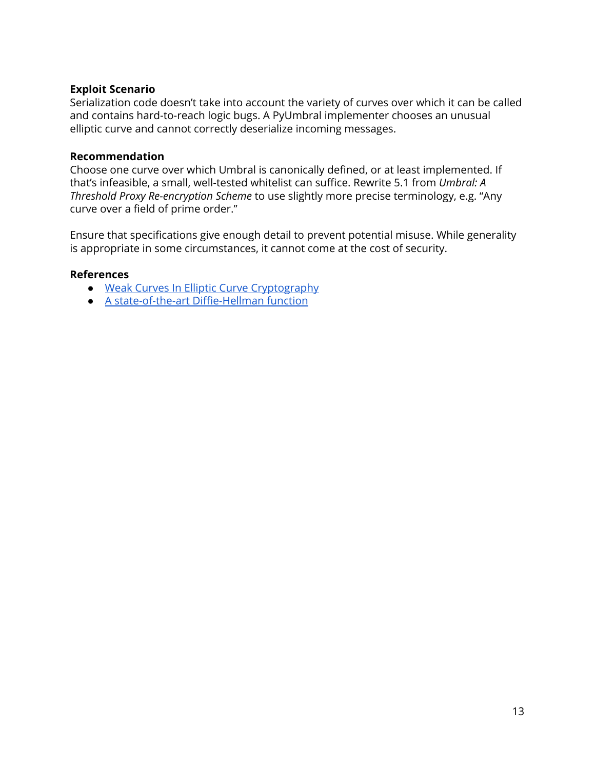**Exploit Scenario**
Serialization code doesn't take into account the variety of curves over which it can be called and contains hard-to-reach logic bugs. A PyUmbral implementer chooses an unusual elliptic curve and cannot correctly deserialize incoming messages.

**Recommendation**
Choose one curve over which Umbral is canonically defined, or at least implemented. If that's infeasible, a small, well-tested whitelist can suffice. Rewrite 5.1 from *Umbral: A Threshold Proxy Re-encryption Scheme* to use slightly more precise terminology, e.g. "Any curve over a field of prime order."

Ensure that specifications give enough detail to prevent potential misuse. While generality is appropriate in some circumstances, it cannot come at the cost of security.

**References**

- Weak Curves In Elliptic Curve Cryptography
- A state-of-the-art Diffie-Hellman function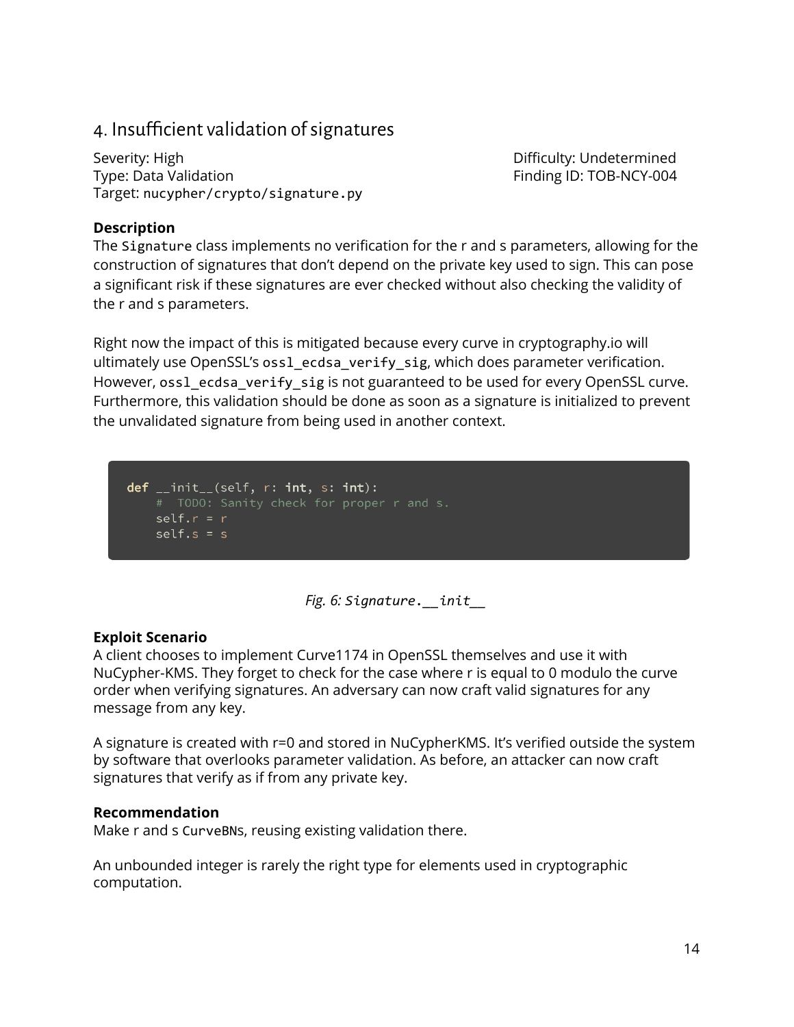## 4. Insufficient validation of signatures

Severity: High
Type: Data Validation
Target: `nucypher/crypto/signature.py`

Difficulty: Undetermined
Finding ID: TOB-NCY-004

**Description**

The `Signature` class implements no verification for the r and s parameters, allowing for the construction of signatures that don't depend on the private key used to sign. This can pose a significant risk if these signatures are ever checked without also checking the validity of the r and s parameters.

Right now the impact of this is mitigated because every curve in cryptography.io will ultimately use OpenSSL's `ossl_ecdsa_verify_sig`, which does parameter verification. However, `ossl_ecdsa_verify_sig` is not guaranteed to be used for every OpenSSL curve. Furthermore, this validation should be done as soon as a signature is initialized to prevent the unvalidated signature from being used in another context.

```
def __init__(self, r: int, s: int):
    #  TODO: Sanity check for proper r and s.
    self.r = r
    self.s = s
```

*Fig. 6: `Signature.__init__`*

**Exploit Scenario**

A client chooses to implement Curve1174 in OpenSSL themselves and use it with NuCypher-KMS. They forget to check for the case where r is equal to 0 modulo the curve order when verifying signatures. An adversary can now craft valid signatures for any message from any key.

A signature is created with r=0 and stored in NuCypherKMS. It's verified outside the system by software that overlooks parameter validation. As before, an attacker can now craft signatures that verify as if from any private key.

**Recommendation**

Make r and s `CurveBN`s, reusing existing validation there.

An unbounded integer is rarely the right type for elements used in cryptographic computation.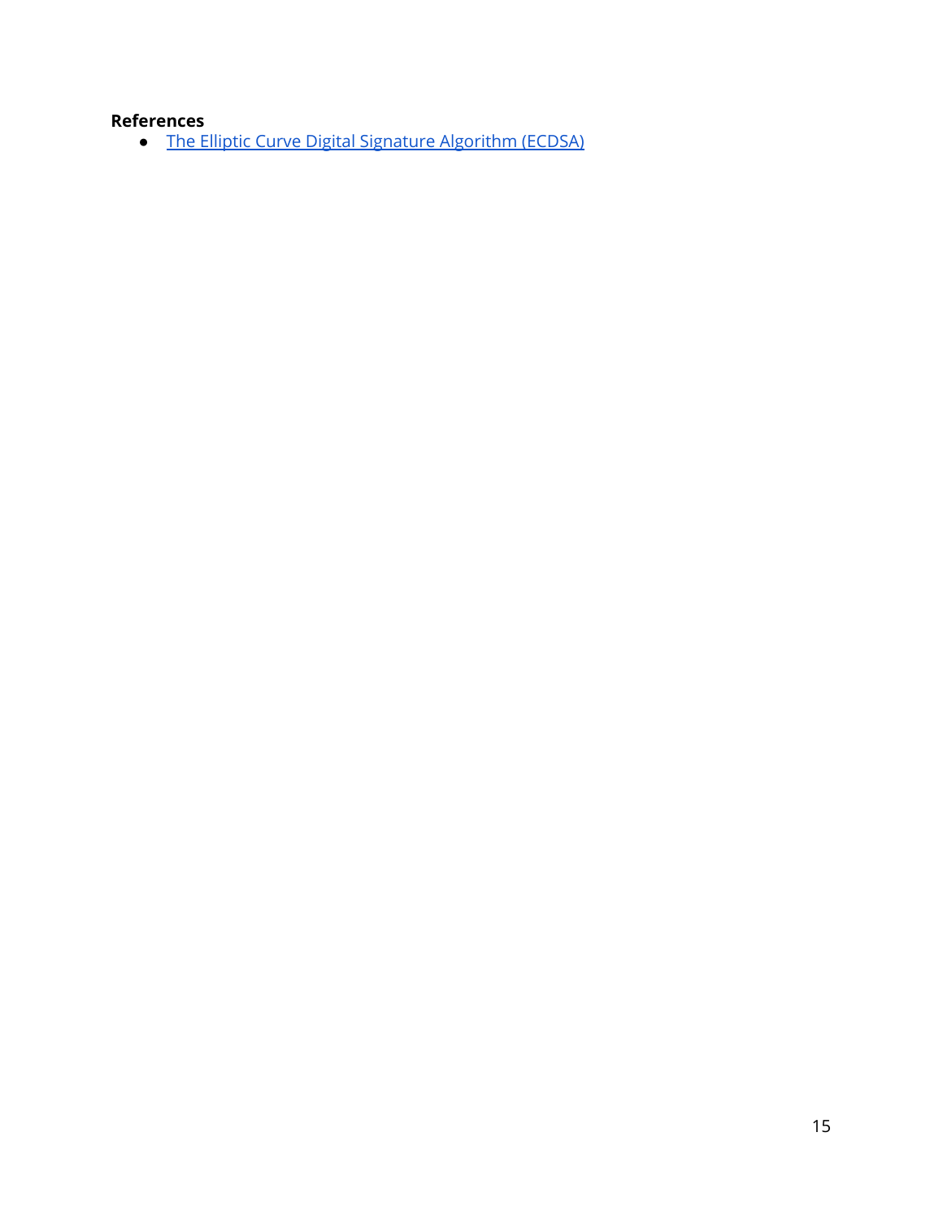**References**

- The Elliptic Curve Digital Signature Algorithm (ECDSA)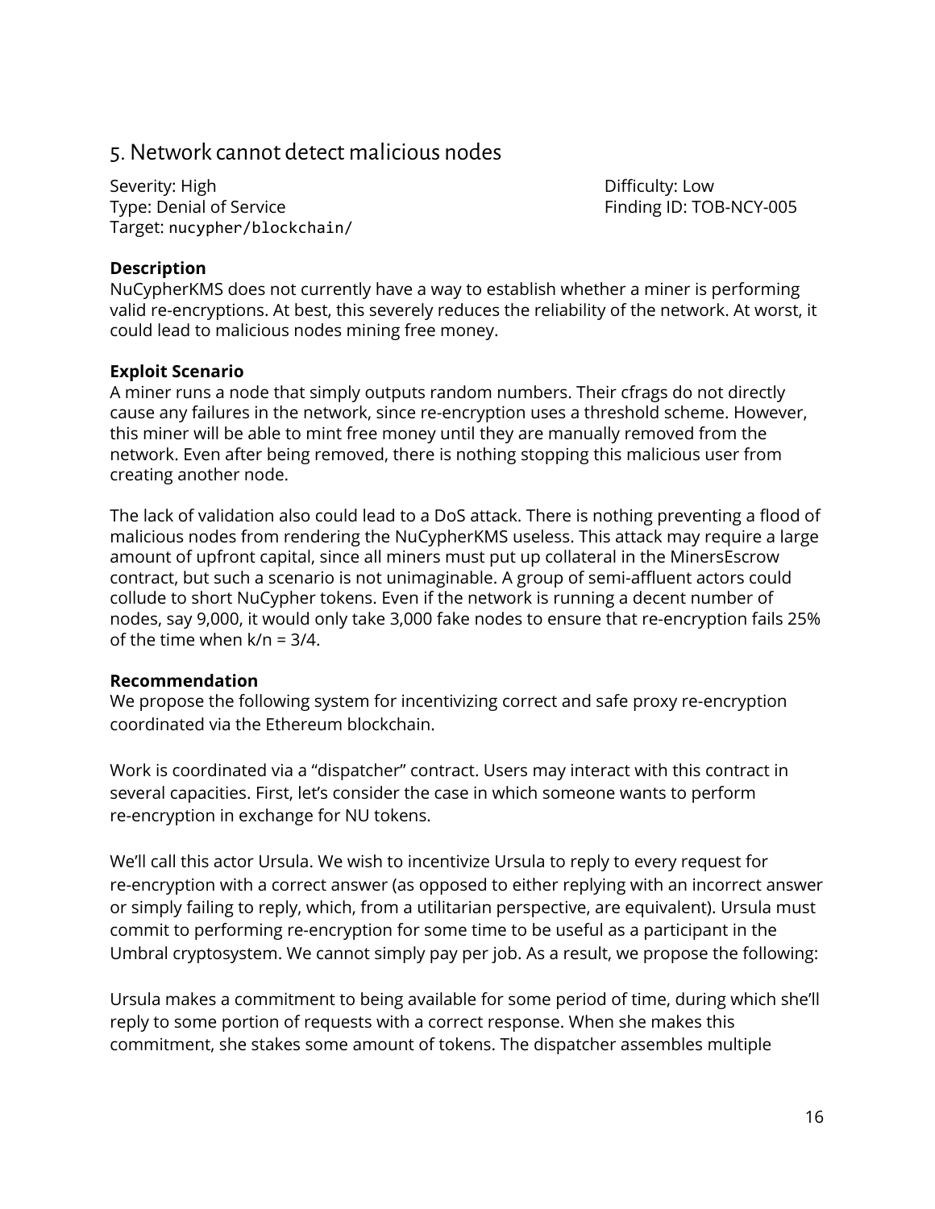## 5. Network cannot detect malicious nodes

Severity: High
Difficulty: Low
Type: Denial of Service
Finding ID: TOB-NCY-005
Target: `nucypher/blockchain/`

**Description**
NuCypherKMS does not currently have a way to establish whether a miner is performing valid re-encryptions. At best, this severely reduces the reliability of the network. At worst, it could lead to malicious nodes mining free money.

**Exploit Scenario**
A miner runs a node that simply outputs random numbers. Their cfrags do not directly cause any failures in the network, since re-encryption uses a threshold scheme. However, this miner will be able to mint free money until they are manually removed from the network. Even after being removed, there is nothing stopping this malicious user from creating another node.

The lack of validation also could lead to a DoS attack. There is nothing preventing a flood of malicious nodes from rendering the NuCypherKMS useless. This attack may require a large amount of upfront capital, since all miners must put up collateral in the MinersEscrow contract, but such a scenario is not unimaginable. A group of semi-affluent actors could collude to short NuCypher tokens. Even if the network is running a decent number of nodes, say 9,000, it would only take 3,000 fake nodes to ensure that re-encryption fails 25% of the time when k/n = 3/4.

**Recommendation**
We propose the following system for incentivizing correct and safe proxy re-encryption coordinated via the Ethereum blockchain.

Work is coordinated via a "dispatcher" contract. Users may interact with this contract in several capacities. First, let's consider the case in which someone wants to perform re-encryption in exchange for NU tokens.

We'll call this actor Ursula. We wish to incentivize Ursula to reply to every request for re-encryption with a correct answer (as opposed to either replying with an incorrect answer or simply failing to reply, which, from a utilitarian perspective, are equivalent). Ursula must commit to performing re-encryption for some time to be useful as a participant in the Umbral cryptosystem. We cannot simply pay per job. As a result, we propose the following:

Ursula makes a commitment to being available for some period of time, during which she'll reply to some portion of requests with a correct response. When she makes this commitment, she stakes some amount of tokens. The dispatcher assembles multiple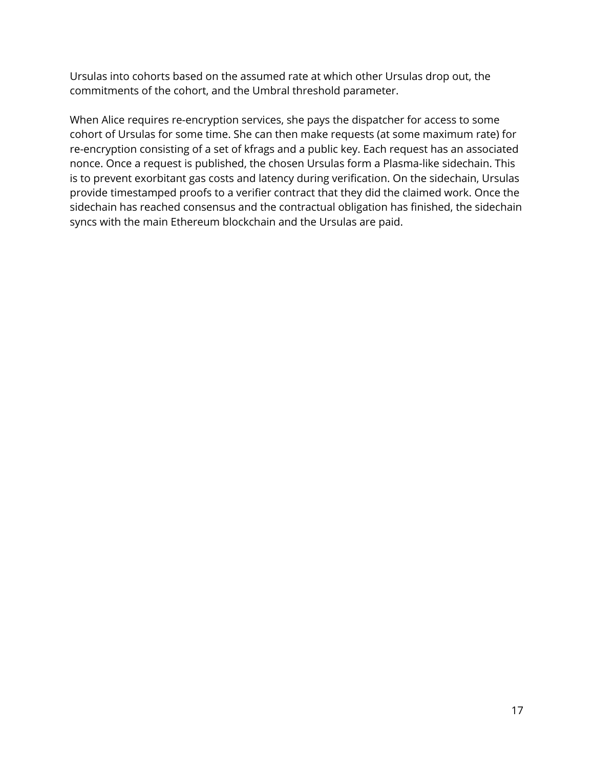Ursulas into cohorts based on the assumed rate at which other Ursulas drop out, the commitments of the cohort, and the Umbral threshold parameter.

When Alice requires re-encryption services, she pays the dispatcher for access to some cohort of Ursulas for some time. She can then make requests (at some maximum rate) for re-encryption consisting of a set of kfrags and a public key. Each request has an associated nonce. Once a request is published, the chosen Ursulas form a Plasma-like sidechain. This is to prevent exorbitant gas costs and latency during verification. On the sidechain, Ursulas provide timestamped proofs to a verifier contract that they did the claimed work. Once the sidechain has reached consensus and the contractual obligation has finished, the sidechain syncs with the main Ethereum blockchain and the Ursulas are paid.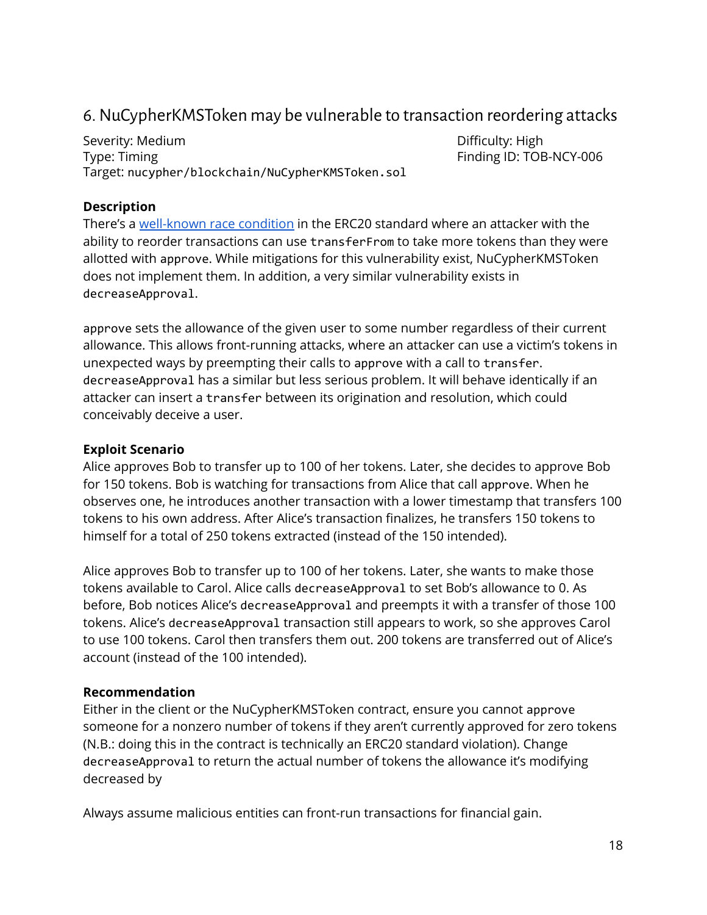## 6. NuCypherKMSToken may be vulnerable to transaction reordering attacks

Severity: Medium
Type: Timing
Target: `nucypher/blockchain/NuCypherKMSToken.sol`

Difficulty: High
Finding ID: TOB-NCY-006

### Description

There's a well-known race condition in the ERC20 standard where an attacker with the ability to reorder transactions can use `transferFrom` to take more tokens than they were allotted with `approve`. While mitigations for this vulnerability exist, NuCypherKMSToken does not implement them. In addition, a very similar vulnerability exists in `decreaseApproval`.

`approve` sets the allowance of the given user to some number regardless of their current allowance. This allows front-running attacks, where an attacker can use a victim's tokens in unexpected ways by preempting their calls to `approve` with a call to `transfer`. `decreaseApproval` has a similar but less serious problem. It will behave identically if an attacker can insert a `transfer` between its origination and resolution, which could conceivably deceive a user.

### Exploit Scenario

Alice approves Bob to transfer up to 100 of her tokens. Later, she decides to approve Bob for 150 tokens. Bob is watching for transactions from Alice that call `approve`. When he observes one, he introduces another transaction with a lower timestamp that transfers 100 tokens to his own address. After Alice's transaction finalizes, he transfers 150 tokens to himself for a total of 250 tokens extracted (instead of the 150 intended).

Alice approves Bob to transfer up to 100 of her tokens. Later, she wants to make those tokens available to Carol. Alice calls `decreaseApproval` to set Bob's allowance to 0. As before, Bob notices Alice's `decreaseApproval` and preempts it with a transfer of those 100 tokens. Alice's `decreaseApproval` transaction still appears to work, so she approves Carol to use 100 tokens. Carol then transfers them out. 200 tokens are transferred out of Alice's account (instead of the 100 intended).

### Recommendation

Either in the client or the NuCypherKMSToken contract, ensure you cannot `approve` someone for a nonzero number of tokens if they aren't currently approved for zero tokens (N.B.: doing this in the contract is technically an ERC20 standard violation). Change `decreaseApproval` to return the actual number of tokens the allowance it's modifying decreased by

Always assume malicious entities can front-run transactions for financial gain.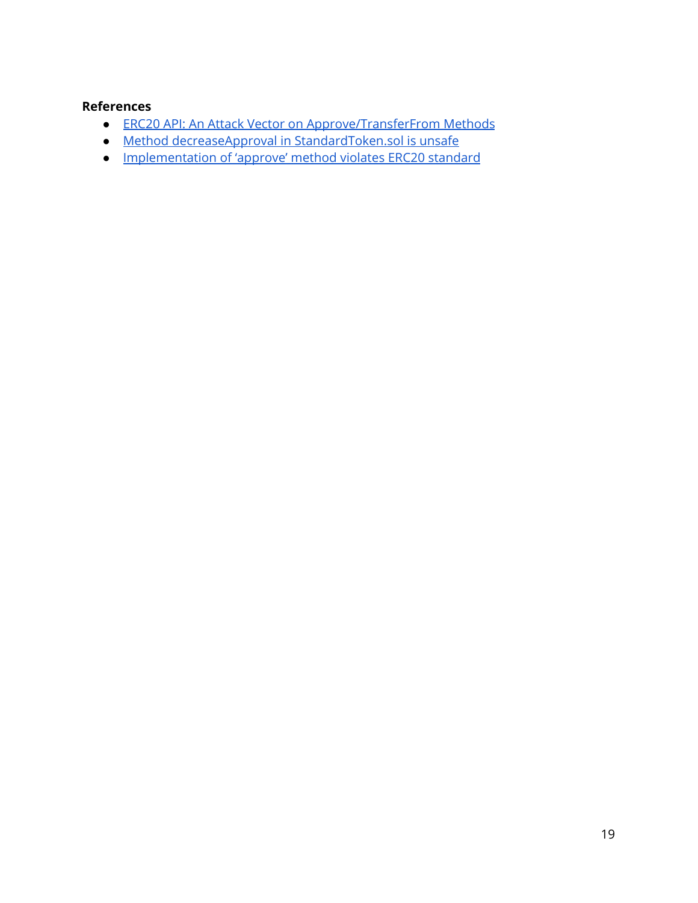**References**

- ERC20 API: An Attack Vector on Approve/TransferFrom Methods
- Method decreaseApproval in StandardToken.sol is unsafe
- Implementation of 'approve' method violates ERC20 standard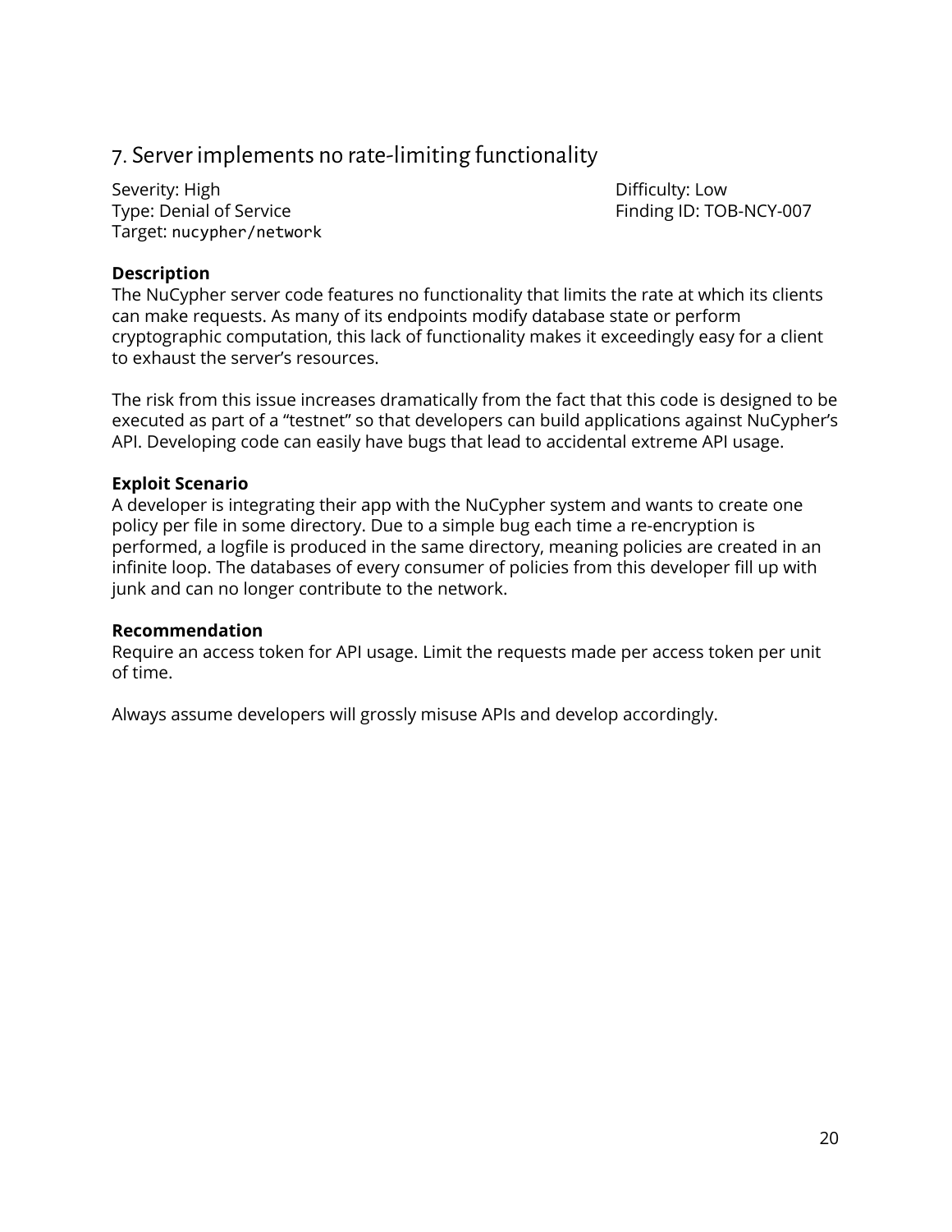## 7. Server implements no rate-limiting functionality

Severity: High
Difficulty: Low
Type: Denial of Service
Finding ID: TOB-NCY-007
Target: `nucypher/network`

**Description**
The NuCypher server code features no functionality that limits the rate at which its clients can make requests. As many of its endpoints modify database state or perform cryptographic computation, this lack of functionality makes it exceedingly easy for a client to exhaust the server's resources.

The risk from this issue increases dramatically from the fact that this code is designed to be executed as part of a "testnet" so that developers can build applications against NuCypher's API. Developing code can easily have bugs that lead to accidental extreme API usage.

**Exploit Scenario**
A developer is integrating their app with the NuCypher system and wants to create one policy per file in some directory. Due to a simple bug each time a re-encryption is performed, a logfile is produced in the same directory, meaning policies are created in an infinite loop. The databases of every consumer of policies from this developer fill up with junk and can no longer contribute to the network.

**Recommendation**
Require an access token for API usage. Limit the requests made per access token per unit of time.

Always assume developers will grossly misuse APIs and develop accordingly.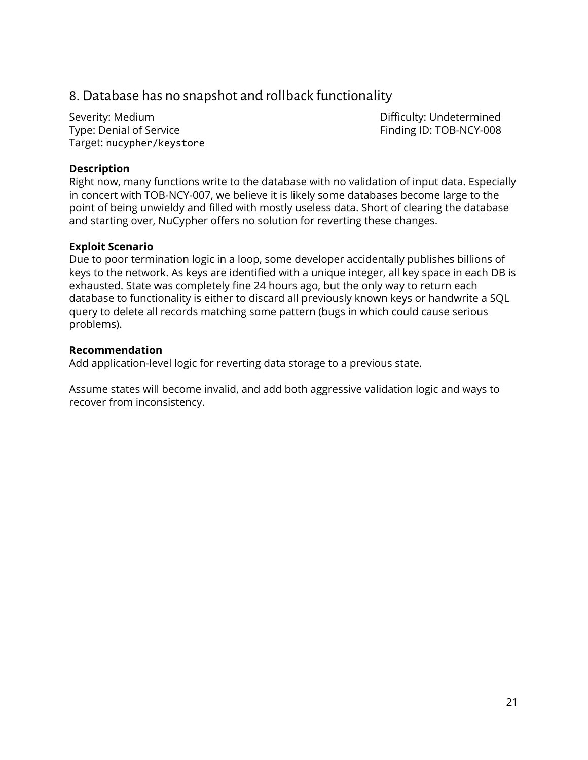## 8. Database has no snapshot and rollback functionality

Severity: Medium
Difficulty: Undetermined
Type: Denial of Service
Finding ID: TOB-NCY-008
Target: `nucypher/keystore`

**Description**

Right now, many functions write to the database with no validation of input data. Especially in concert with TOB-NCY-007, we believe it is likely some databases become large to the point of being unwieldy and filled with mostly useless data. Short of clearing the database and starting over, NuCypher offers no solution for reverting these changes.

**Exploit Scenario**

Due to poor termination logic in a loop, some developer accidentally publishes billions of keys to the network. As keys are identified with a unique integer, all key space in each DB is exhausted. State was completely fine 24 hours ago, but the only way to return each database to functionality is either to discard all previously known keys or handwrite a SQL query to delete all records matching some pattern (bugs in which could cause serious problems).

**Recommendation**

Add application-level logic for reverting data storage to a previous state.

Assume states will become invalid, and add both aggressive validation logic and ways to recover from inconsistency.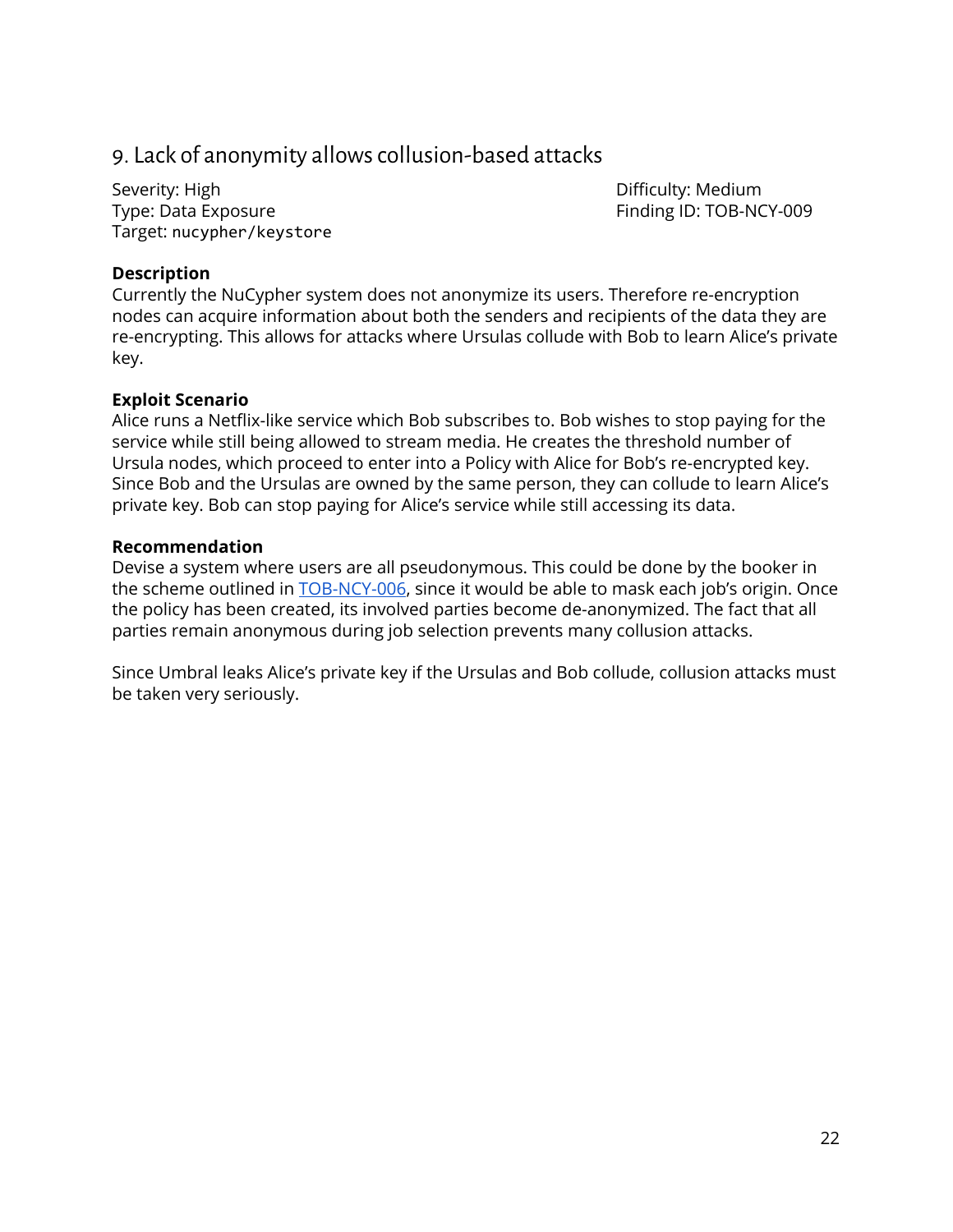## 9. Lack of anonymity allows collusion-based attacks

Severity: High
Type: Data Exposure
Target: `nucypher/keystore`

Difficulty: Medium
Finding ID: TOB-NCY-009

**Description**

Currently the NuCypher system does not anonymize its users. Therefore re-encryption nodes can acquire information about both the senders and recipients of the data they are re-encrypting. This allows for attacks where Ursulas collude with Bob to learn Alice's private key.

**Exploit Scenario**

Alice runs a Netflix-like service which Bob subscribes to. Bob wishes to stop paying for the service while still being allowed to stream media. He creates the threshold number of Ursula nodes, which proceed to enter into a Policy with Alice for Bob's re-encrypted key. Since Bob and the Ursulas are owned by the same person, they can collude to learn Alice's private key. Bob can stop paying for Alice's service while still accessing its data.

**Recommendation**

Devise a system where users are all pseudonymous. This could be done by the booker in the scheme outlined in TOB-NCY-006, since it would be able to mask each job's origin. Once the policy has been created, its involved parties become de-anonymized. The fact that all parties remain anonymous during job selection prevents many collusion attacks.

Since Umbral leaks Alice's private key if the Ursulas and Bob collude, collusion attacks must be taken very seriously.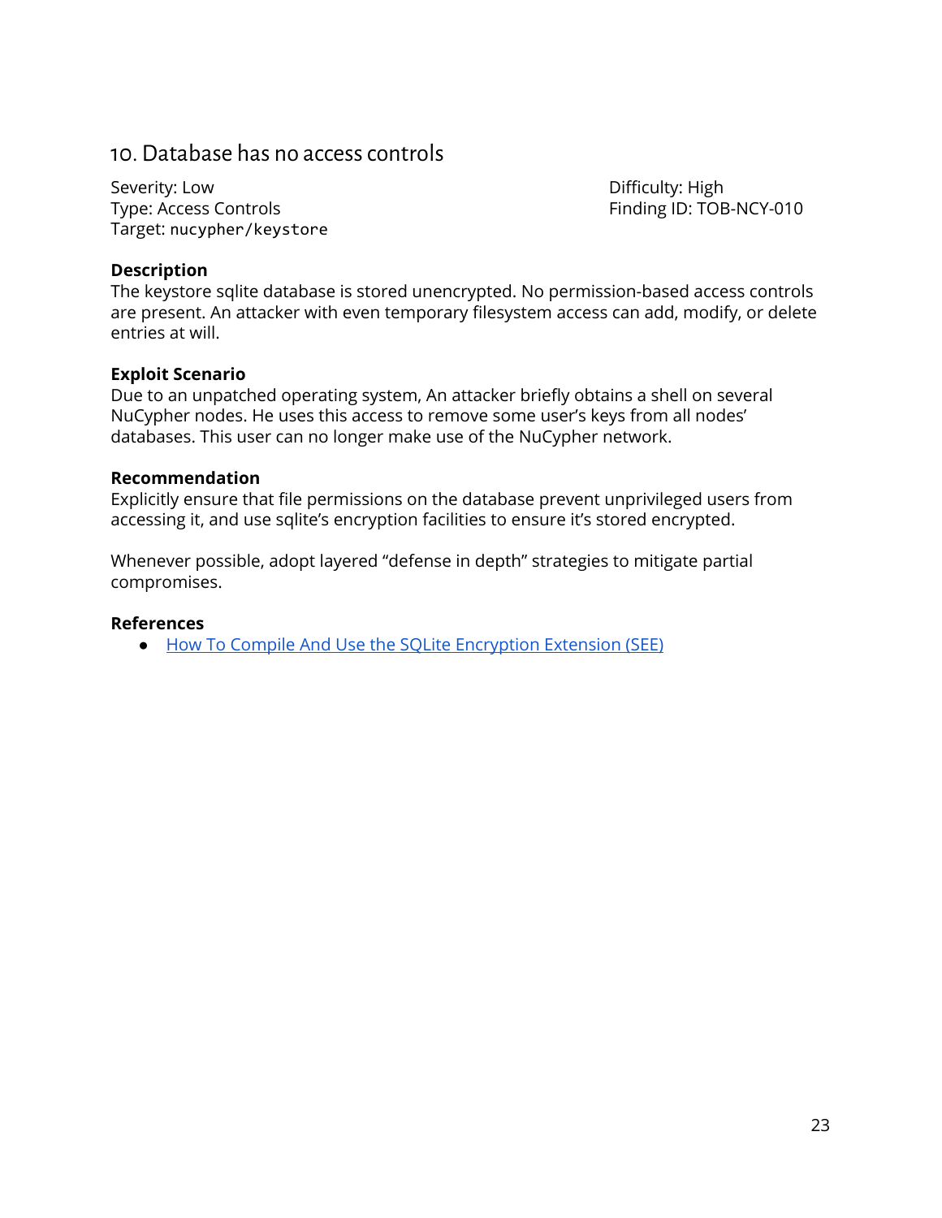## 10. Database has no access controls

Severity: Low
Type: Access Controls
Target: `nucypher/keystore`

Difficulty: High
Finding ID: TOB-NCY-010

**Description**

The keystore sqlite database is stored unencrypted. No permission-based access controls are present. An attacker with even temporary filesystem access can add, modify, or delete entries at will.

**Exploit Scenario**

Due to an unpatched operating system, An attacker briefly obtains a shell on several NuCypher nodes. He uses this access to remove some user's keys from all nodes' databases. This user can no longer make use of the NuCypher network.

**Recommendation**

Explicitly ensure that file permissions on the database prevent unprivileged users from accessing it, and use sqlite's encryption facilities to ensure it's stored encrypted.

Whenever possible, adopt layered "defense in depth" strategies to mitigate partial compromises.

**References**

- How To Compile And Use the SQLite Encryption Extension (SEE)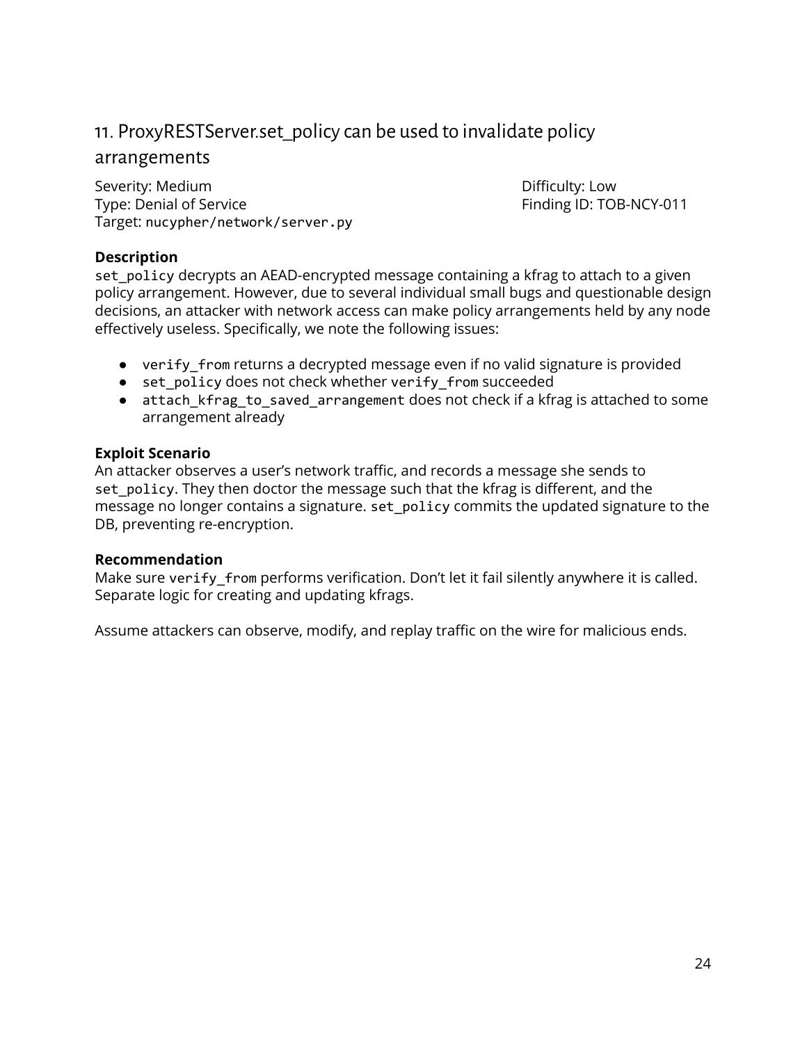## 11. ProxyRESTServer.set_policy can be used to invalidate policy arrangements

Severity: Medium  
Difficulty: Low  
Type: Denial of Service  
Finding ID: TOB-NCY-011  
Target: `nucypher/network/server.py`

**Description**

`set_policy` decrypts an AEAD-encrypted message containing a kfrag to attach to a given policy arrangement. However, due to several individual small bugs and questionable design decisions, an attacker with network access can make policy arrangements held by any node effectively useless. Specifically, we note the following issues:

- `verify_from` returns a decrypted message even if no valid signature is provided
- `set_policy` does not check whether `verify_from` succeeded
- `attach_kfrag_to_saved_arrangement` does not check if a kfrag is attached to some arrangement already

**Exploit Scenario**

An attacker observes a user's network traffic, and records a message she sends to `set_policy`. They then doctor the message such that the kfrag is different, and the message no longer contains a signature. `set_policy` commits the updated signature to the DB, preventing re-encryption.

**Recommendation**

Make sure `verify_from` performs verification. Don't let it fail silently anywhere it is called. Separate logic for creating and updating kfrags.

Assume attackers can observe, modify, and replay traffic on the wire for malicious ends.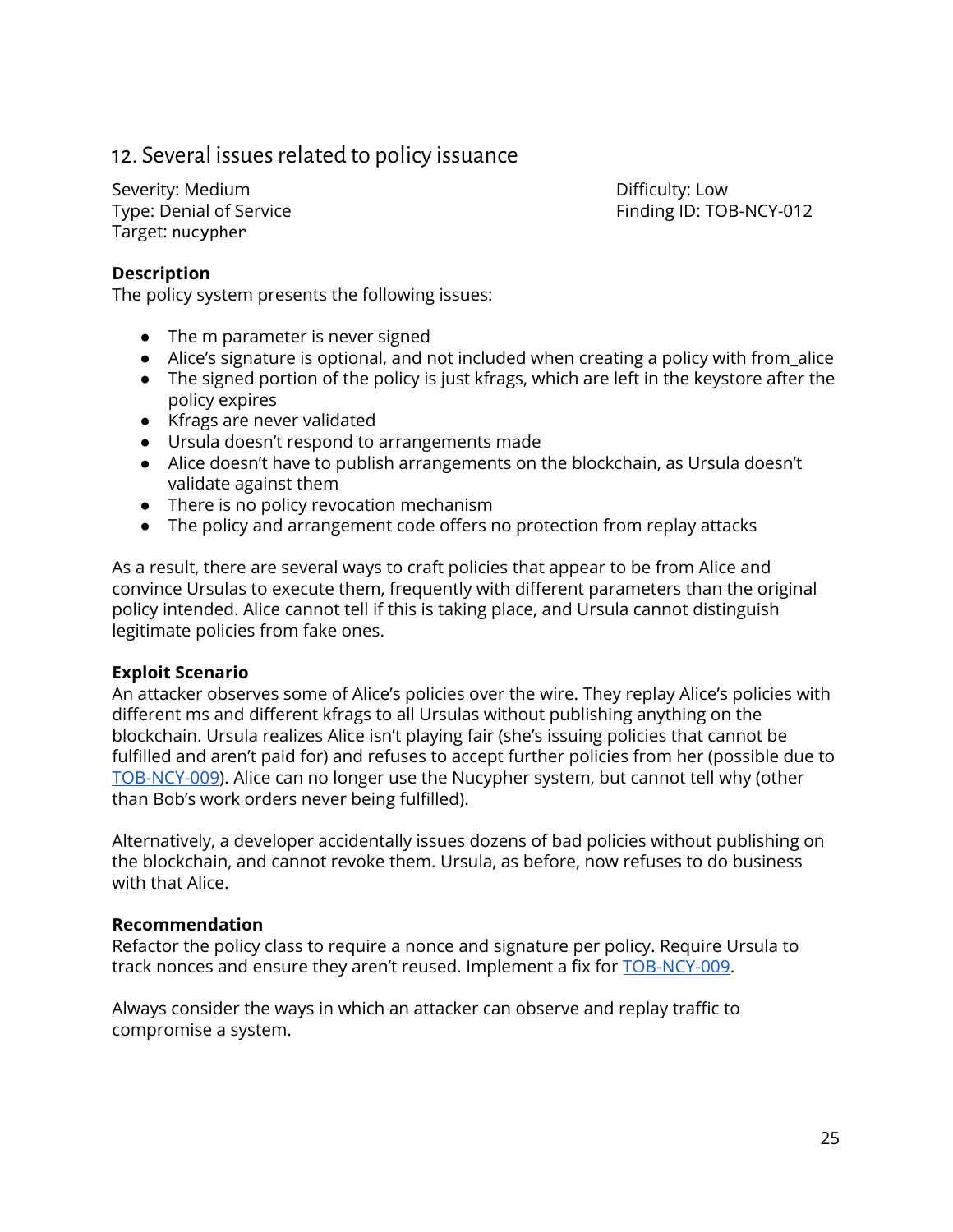## 12. Several issues related to policy issuance

Severity: Medium
Type: Denial of Service
Target: `nucypher`

Difficulty: Low
Finding ID: TOB-NCY-012

**Description**

The policy system presents the following issues:

- The m parameter is never signed
- Alice's signature is optional, and not included when creating a policy with from_alice
- The signed portion of the policy is just kfrags, which are left in the keystore after the policy expires
- Kfrags are never validated
- Ursula doesn't respond to arrangements made
- Alice doesn't have to publish arrangements on the blockchain, as Ursula doesn't validate against them
- There is no policy revocation mechanism
- The policy and arrangement code offers no protection from replay attacks

As a result, there are several ways to craft policies that appear to be from Alice and convince Ursulas to execute them, frequently with different parameters than the original policy intended. Alice cannot tell if this is taking place, and Ursula cannot distinguish legitimate policies from fake ones.

**Exploit Scenario**

An attacker observes some of Alice's policies over the wire. They replay Alice's policies with different ms and different kfrags to all Ursulas without publishing anything on the blockchain. Ursula realizes Alice isn't playing fair (she's issuing policies that cannot be fulfilled and aren't paid for) and refuses to accept further policies from her (possible due to TOB-NCY-009). Alice can no longer use the Nucypher system, but cannot tell why (other than Bob's work orders never being fulfilled).

Alternatively, a developer accidentally issues dozens of bad policies without publishing on the blockchain, and cannot revoke them. Ursula, as before, now refuses to do business with that Alice.

**Recommendation**

Refactor the policy class to require a nonce and signature per policy. Require Ursula to track nonces and ensure they aren't reused. Implement a fix for TOB-NCY-009.

Always consider the ways in which an attacker can observe and replay traffic to compromise a system.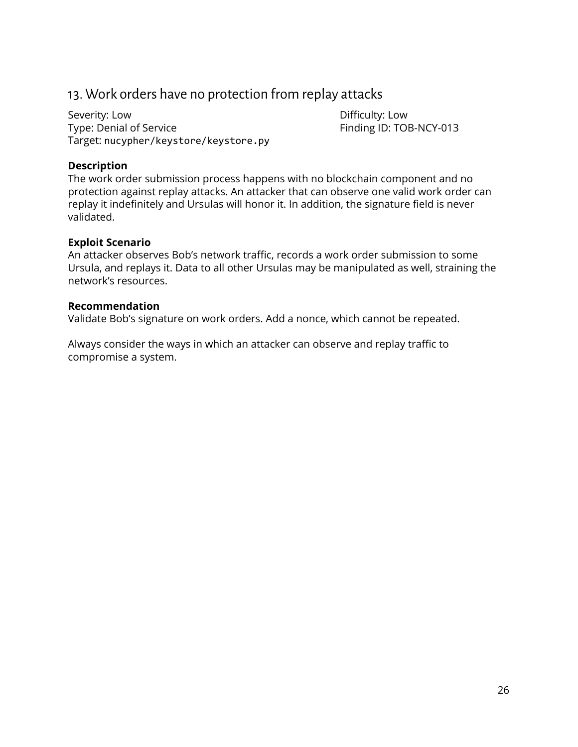## 13. Work orders have no protection from replay attacks

Severity: Low
Difficulty: Low
Type: Denial of Service
Finding ID: TOB-NCY-013
Target: `nucypher/keystore/keystore.py`

**Description**

The work order submission process happens with no blockchain component and no protection against replay attacks. An attacker that can observe one valid work order can replay it indefinitely and Ursulas will honor it. In addition, the signature field is never validated.

**Exploit Scenario**

An attacker observes Bob's network traffic, records a work order submission to some Ursula, and replays it. Data to all other Ursulas may be manipulated as well, straining the network's resources.

**Recommendation**

Validate Bob's signature on work orders. Add a nonce, which cannot be repeated.

Always consider the ways in which an attacker can observe and replay traffic to compromise a system.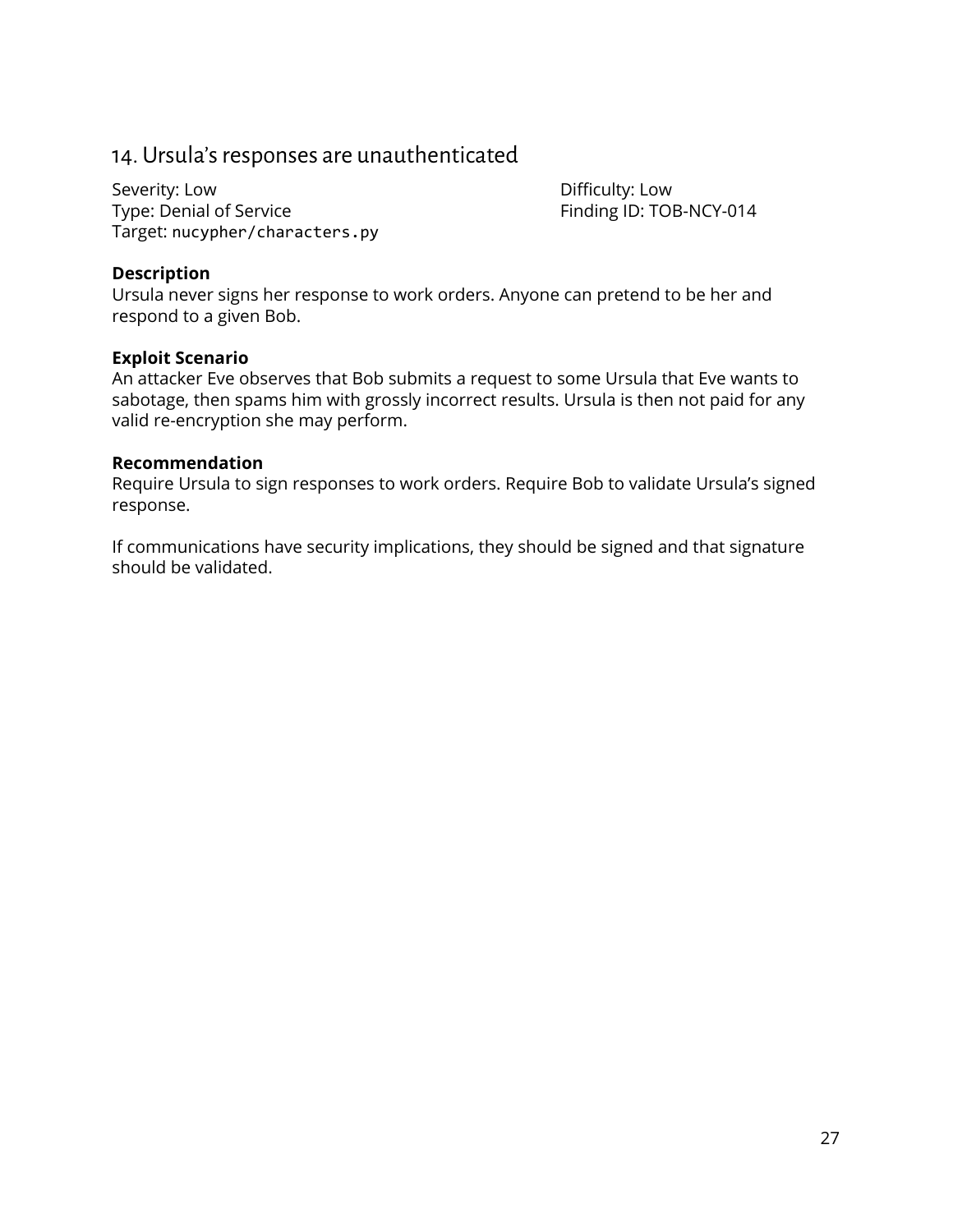## 14. Ursula's responses are unauthenticated

Severity: Low
Difficulty: Low
Type: Denial of Service
Finding ID: TOB-NCY-014
Target: `nucypher/characters.py`

**Description**

Ursula never signs her response to work orders. Anyone can pretend to be her and respond to a given Bob.

**Exploit Scenario**

An attacker Eve observes that Bob submits a request to some Ursula that Eve wants to sabotage, then spams him with grossly incorrect results. Ursula is then not paid for any valid re-encryption she may perform.

**Recommendation**

Require Ursula to sign responses to work orders. Require Bob to validate Ursula's signed response.

If communications have security implications, they should be signed and that signature should be validated.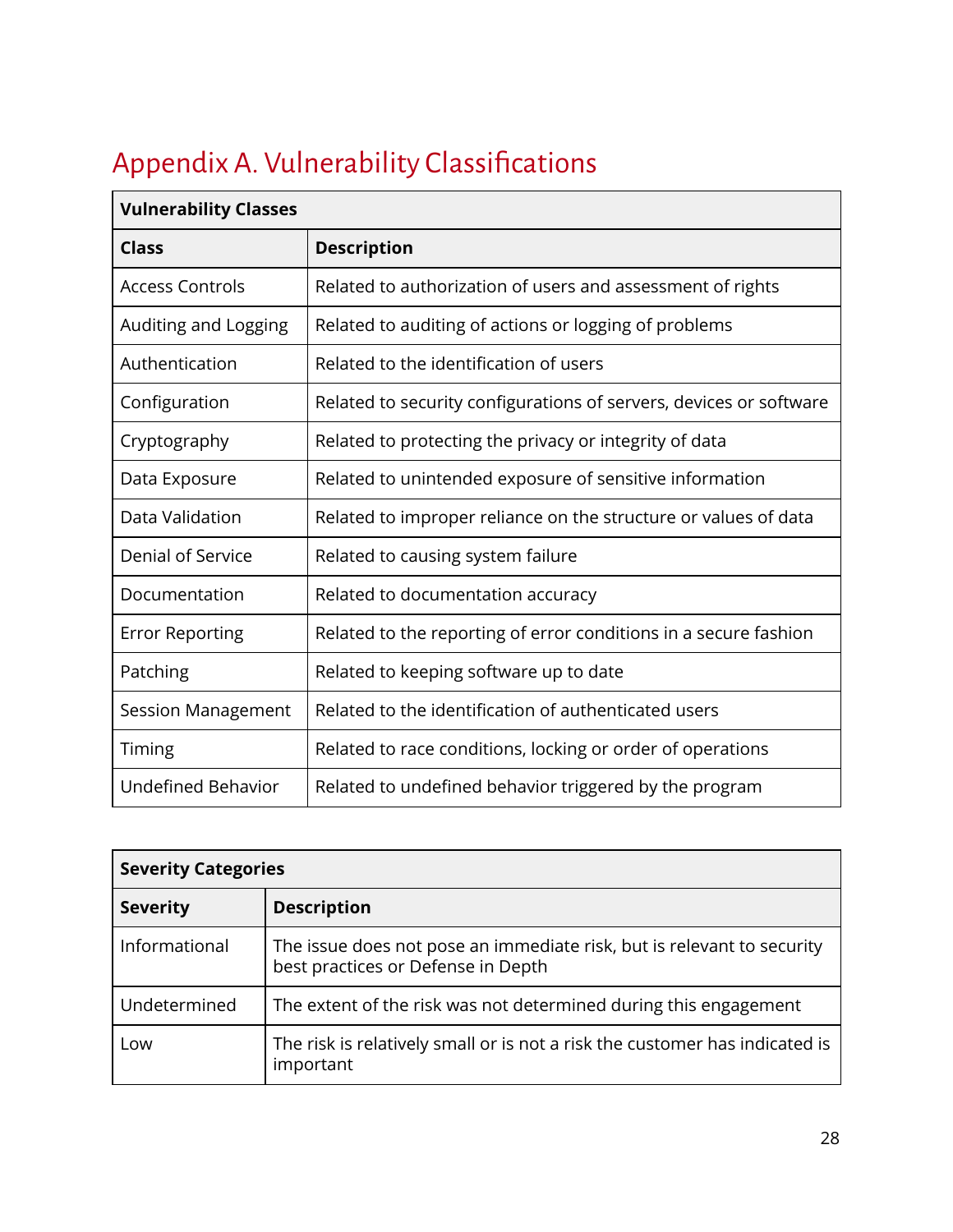# Appendix A. Vulnerability Classifications

| Vulnerability Classes | |
|---|---|
| **Class** | **Description** |
| Access Controls | Related to authorization of users and assessment of rights |
| Auditing and Logging | Related to auditing of actions or logging of problems |
| Authentication | Related to the identification of users |
| Configuration | Related to security configurations of servers, devices or software |
| Cryptography | Related to protecting the privacy or integrity of data |
| Data Exposure | Related to unintended exposure of sensitive information |
| Data Validation | Related to improper reliance on the structure or values of data |
| Denial of Service | Related to causing system failure |
| Documentation | Related to documentation accuracy |
| Error Reporting | Related to the reporting of error conditions in a secure fashion |
| Patching | Related to keeping software up to date |
| Session Management | Related to the identification of authenticated users |
| Timing | Related to race conditions, locking or order of operations |
| Undefined Behavior | Related to undefined behavior triggered by the program |

| Severity Categories | |
|---|---|
| **Severity** | **Description** |
| Informational | The issue does not pose an immediate risk, but is relevant to security best practices or Defense in Depth |
| Undetermined | The extent of the risk was not determined during this engagement |
| Low | The risk is relatively small or is not a risk the customer has indicated is important |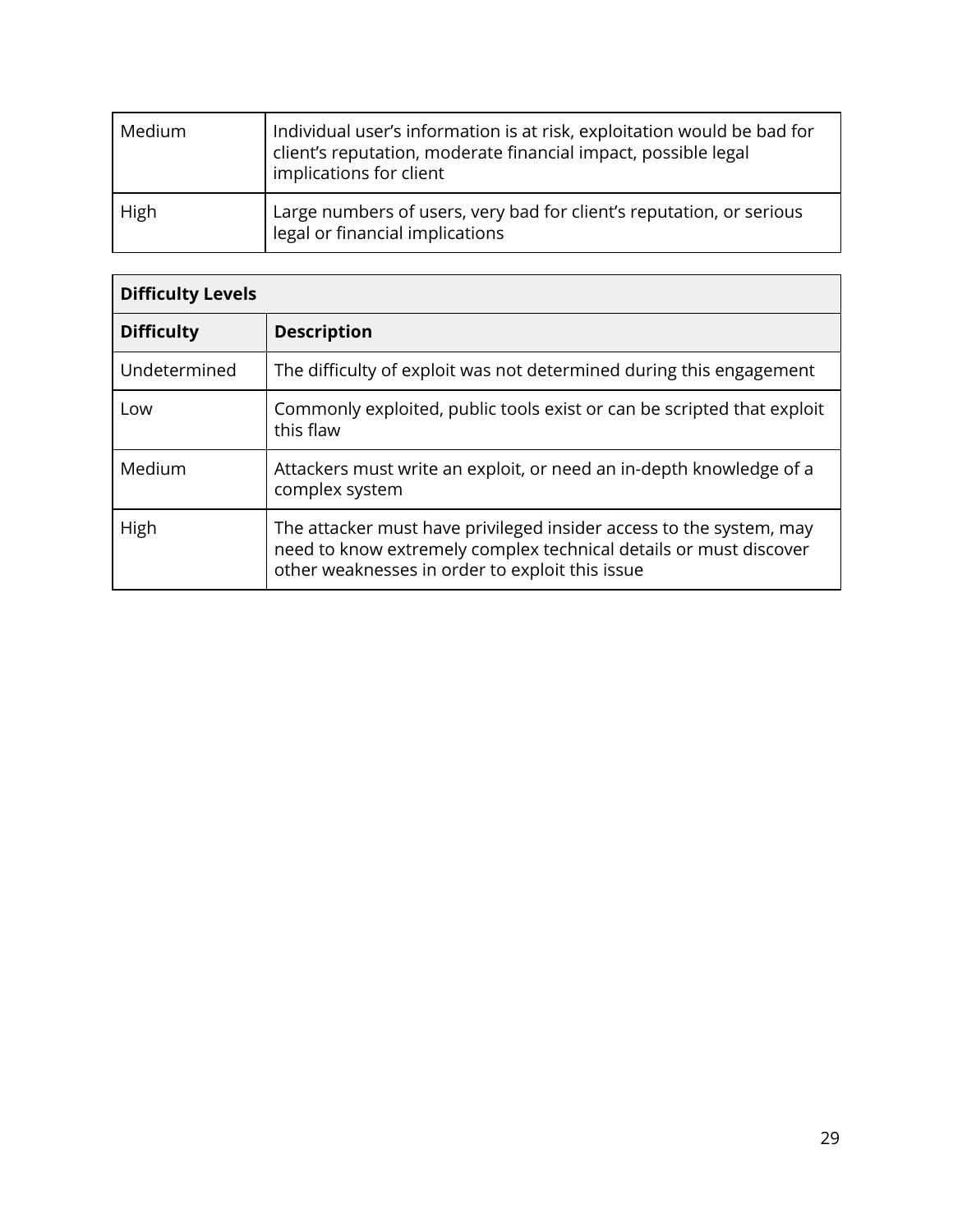| | |
|---|---|
| Medium | Individual user’s information is at risk, exploitation would be bad for client’s reputation, moderate financial impact, possible legal implications for client |
| High | Large numbers of users, very bad for client’s reputation, or serious legal or financial implications |

| **Difficulty Levels** | |
|---|---|
| **Difficulty** | **Description** |
| Undetermined | The difficulty of exploit was not determined during this engagement |
| Low | Commonly exploited, public tools exist or can be scripted that exploit this flaw |
| Medium | Attackers must write an exploit, or need an in-depth knowledge of a complex system |
| High | The attacker must have privileged insider access to the system, may need to know extremely complex technical details or must discover other weaknesses in order to exploit this issue |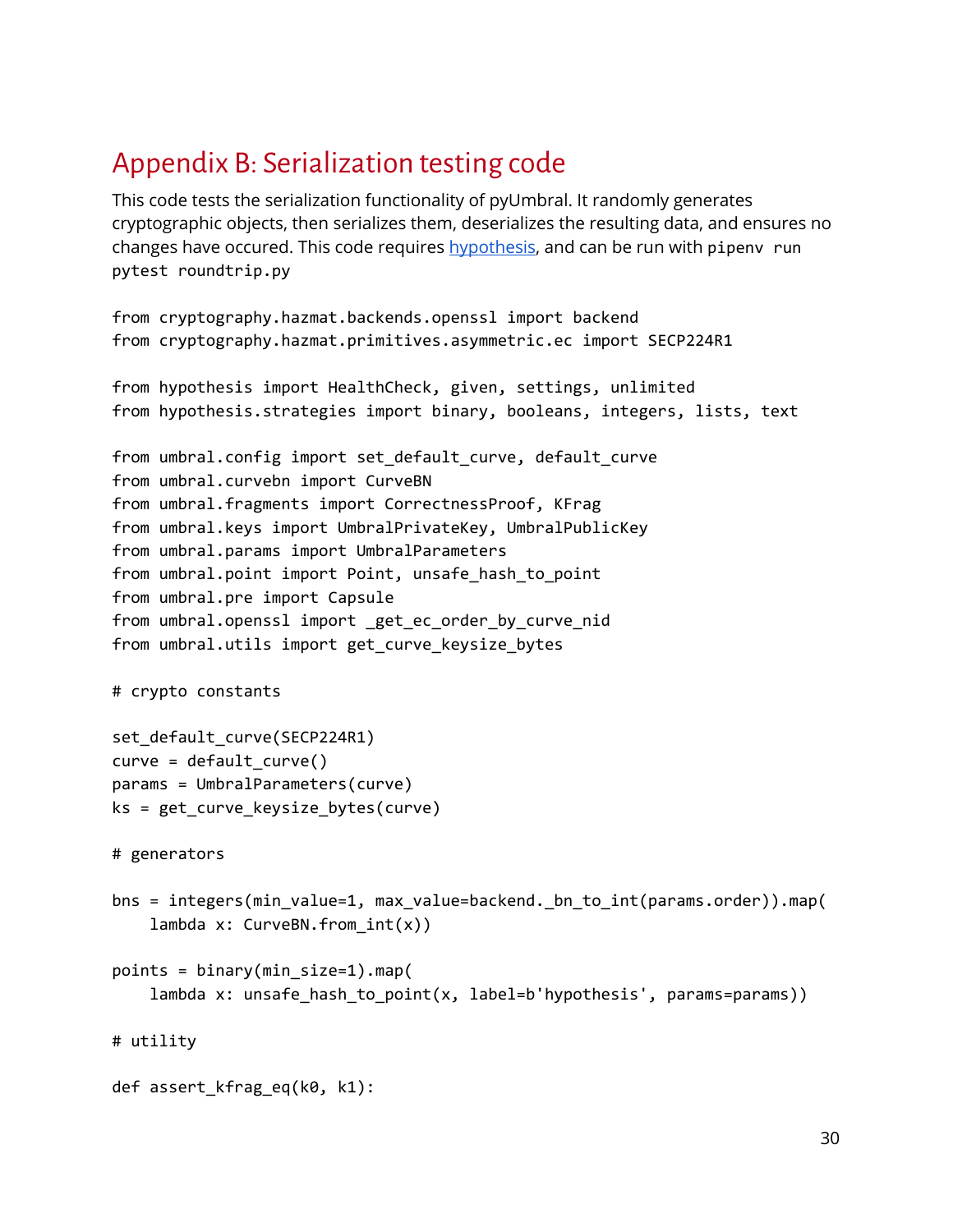## Appendix B: Serialization testing code

This code tests the serialization functionality of pyUmbral. It randomly generates cryptographic objects, then serializes them, deserializes the resulting data, and ensures no changes have occured. This code requires [hypothesis](), and can be run with `pipenv run pytest roundtrip.py`

```
from cryptography.hazmat.backends.openssl import backend
from cryptography.hazmat.primitives.asymmetric.ec import SECP224R1

from hypothesis import HealthCheck, given, settings, unlimited
from hypothesis.strategies import binary, booleans, integers, lists, text

from umbral.config import set_default_curve, default_curve
from umbral.curvebn import CurveBN
from umbral.fragments import CorrectnessProof, KFrag
from umbral.keys import UmbralPrivateKey, UmbralPublicKey
from umbral.params import UmbralParameters
from umbral.point import Point, unsafe_hash_to_point
from umbral.pre import Capsule
from umbral.openssl import _get_ec_order_by_curve_nid
from umbral.utils import get_curve_keysize_bytes

# crypto constants

set_default_curve(SECP224R1)
curve = default_curve()
params = UmbralParameters(curve)
ks = get_curve_keysize_bytes(curve)

# generators

bns = integers(min_value=1, max_value=backend._bn_to_int(params.order)).map(
    lambda x: CurveBN.from_int(x))

points = binary(min_size=1).map(
    lambda x: unsafe_hash_to_point(x, label=b'hypothesis', params=params))

# utility

def assert_kfrag_eq(k0, k1):
```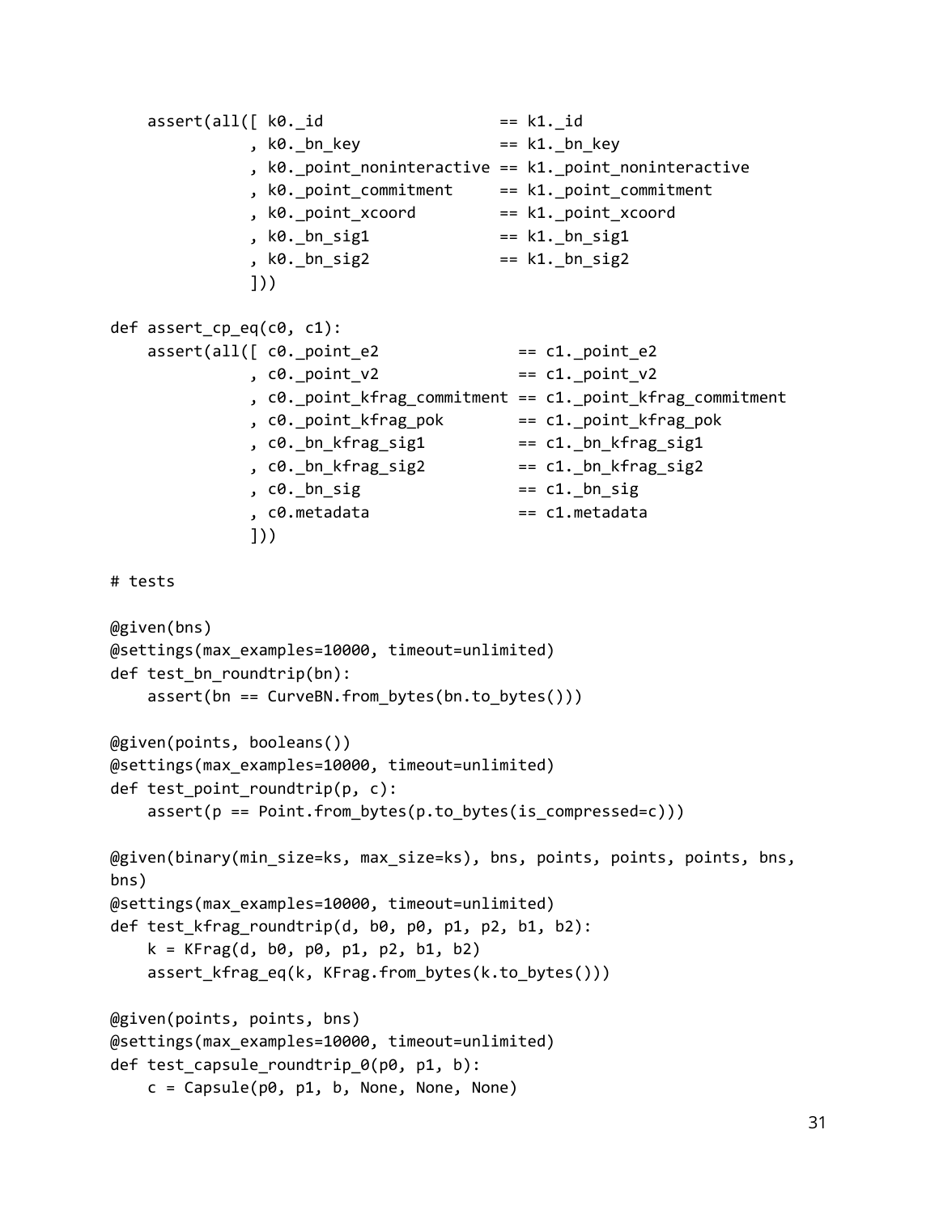```
    assert(all([ k0._id                    == k1._id
               , k0._bn_key                == k1._bn_key
               , k0._point_noninteractive  == k1._point_noninteractive
               , k0._point_commitment      == k1._point_commitment
               , k0._point_xcoord          == k1._point_xcoord
               , k0._bn_sig1               == k1._bn_sig1
               , k0._bn_sig2               == k1._bn_sig2
               ]))

def assert_cp_eq(c0, c1):
    assert(all([ c0._point_e2               == c1._point_e2
               , c0._point_v2               == c1._point_v2
               , c0._point_kfrag_commitment == c1._point_kfrag_commitment
               , c0._point_kfrag_pok        == c1._point_kfrag_pok
               , c0._bn_kfrag_sig1          == c1._bn_kfrag_sig1
               , c0._bn_kfrag_sig2          == c1._bn_kfrag_sig2
               , c0._bn_sig                 == c1._bn_sig
               , c0.metadata                == c1.metadata
               ]))

# tests

@given(bns)
@settings(max_examples=10000, timeout=unlimited)
def test_bn_roundtrip(bn):
    assert(bn == CurveBN.from_bytes(bn.to_bytes()))

@given(points, booleans())
@settings(max_examples=10000, timeout=unlimited)
def test_point_roundtrip(p, c):
    assert(p == Point.from_bytes(p.to_bytes(is_compressed=c)))

@given(binary(min_size=ks, max_size=ks), bns, points, points, points, bns,
bns)
@settings(max_examples=10000, timeout=unlimited)
def test_kfrag_roundtrip(d, b0, p0, p1, p2, b1, b2):
    k = KFrag(d, b0, p0, p1, p2, b1, b2)
    assert_kfrag_eq(k, KFrag.from_bytes(k.to_bytes()))

@given(points, points, bns)
@settings(max_examples=10000, timeout=unlimited)
def test_capsule_roundtrip_0(p0, p1, b):
    c = Capsule(p0, p1, b, None, None, None)
```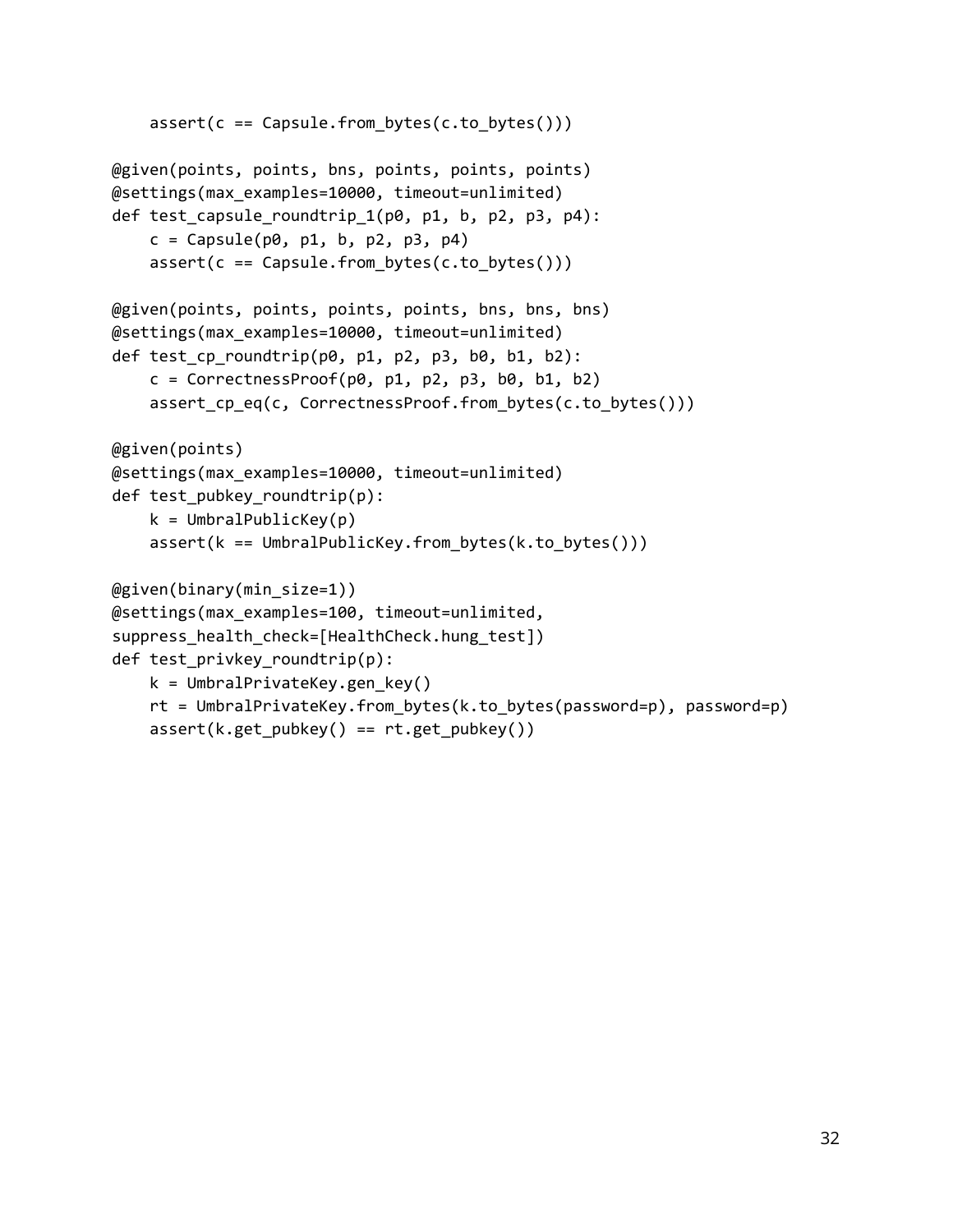```python
    assert(c == Capsule.from_bytes(c.to_bytes()))

@given(points, points, bns, points, points, points)
@settings(max_examples=10000, timeout=unlimited)
def test_capsule_roundtrip_1(p0, p1, b, p2, p3, p4):
    c = Capsule(p0, p1, b, p2, p3, p4)
    assert(c == Capsule.from_bytes(c.to_bytes()))

@given(points, points, points, points, bns, bns, bns)
@settings(max_examples=10000, timeout=unlimited)
def test_cp_roundtrip(p0, p1, p2, p3, b0, b1, b2):
    c = CorrectnessProof(p0, p1, p2, p3, b0, b1, b2)
    assert_cp_eq(c, CorrectnessProof.from_bytes(c.to_bytes()))

@given(points)
@settings(max_examples=10000, timeout=unlimited)
def test_pubkey_roundtrip(p):
    k = UmbralPublicKey(p)
    assert(k == UmbralPublicKey.from_bytes(k.to_bytes()))

@given(binary(min_size=1))
@settings(max_examples=100, timeout=unlimited,
suppress_health_check=[HealthCheck.hung_test])
def test_privkey_roundtrip(p):
    k = UmbralPrivateKey.gen_key()
    rt = UmbralPrivateKey.from_bytes(k.to_bytes(password=p), password=p)
    assert(k.get_pubkey() == rt.get_pubkey())
```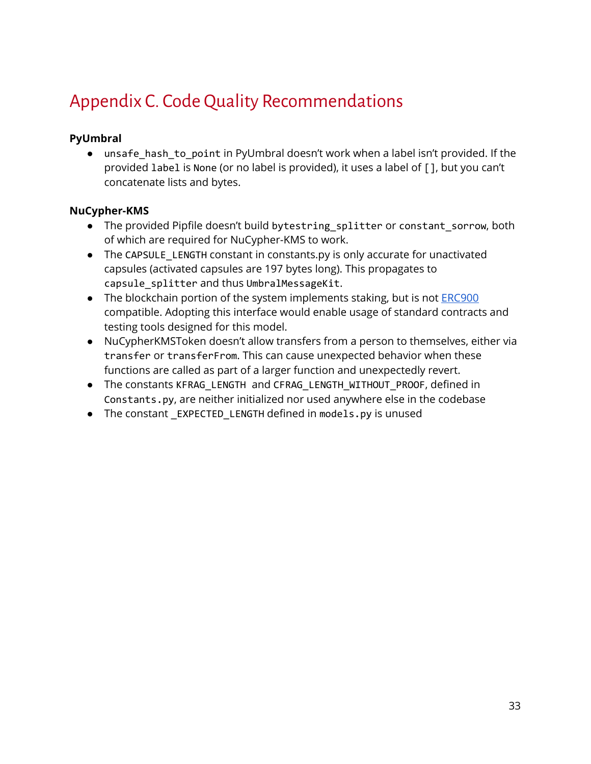# Appendix C. Code Quality Recommendations

**PyUmbral**

- `unsafe_hash_to_point` in PyUmbral doesn't work when a label isn't provided. If the provided `label` is `None` (or no label is provided), it uses a label of `[]`, but you can't concatenate lists and bytes.

**NuCypher-KMS**

- The provided Pipfile doesn't build `bytestring_splitter` or `constant_sorrow`, both of which are required for NuCypher-KMS to work.
- The `CAPSULE_LENGTH` constant in constants.py is only accurate for unactivated capsules (activated capsules are 197 bytes long). This propagates to `capsule_splitter` and thus `UmbralMessageKit`.
- The blockchain portion of the system implements staking, but is not [ERC900](ERC900) compatible. Adopting this interface would enable usage of standard contracts and testing tools designed for this model.
- NuCypherKMSToken doesn't allow transfers from a person to themselves, either via `transfer` or `transferFrom`. This can cause unexpected behavior when these functions are called as part of a larger function and unexpectedly revert.
- The constants `KFRAG_LENGTH` and `CFRAG_LENGTH_WITHOUT_PROOF`, defined in `Constants.py`, are neither initialized nor used anywhere else in the codebase
- The constant `_EXPECTED_LENGTH` defined in `models.py` is unused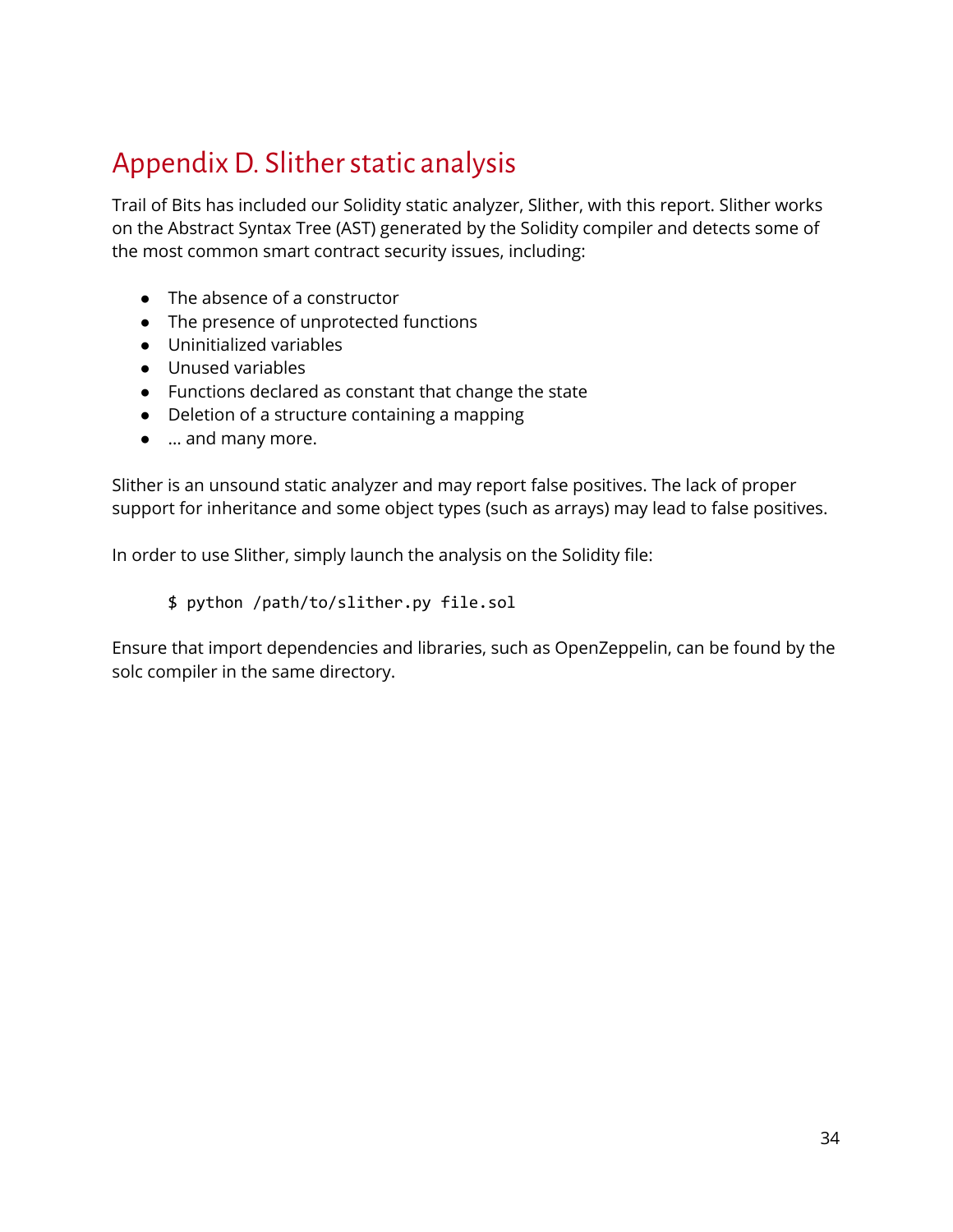# Appendix D. Slither static analysis

Trail of Bits has included our Solidity static analyzer, Slither, with this report. Slither works on the Abstract Syntax Tree (AST) generated by the Solidity compiler and detects some of the most common smart contract security issues, including:

- The absence of a constructor
- The presence of unprotected functions
- Uninitialized variables
- Unused variables
- Functions declared as constant that change the state
- Deletion of a structure containing a mapping
- … and many more.

Slither is an unsound static analyzer and may report false positives. The lack of proper support for inheritance and some object types (such as arrays) may lead to false positives.

In order to use Slither, simply launch the analysis on the Solidity file:

```
$ python /path/to/slither.py file.sol
```

Ensure that import dependencies and libraries, such as OpenZeppelin, can be found by the solc compiler in the same directory.